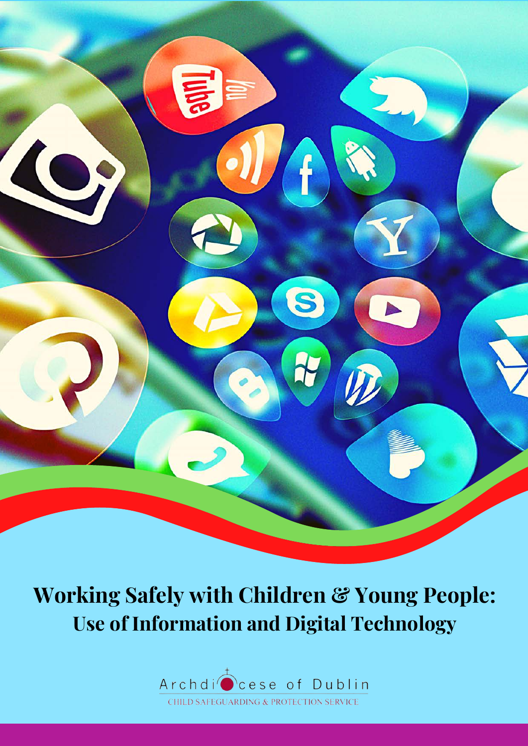# Working Safely with Children & Young People: Use of Information and Digital Technology

Archdiocese of Dublin

CHILD SAFEGUARDING & PROTECTION SERVICE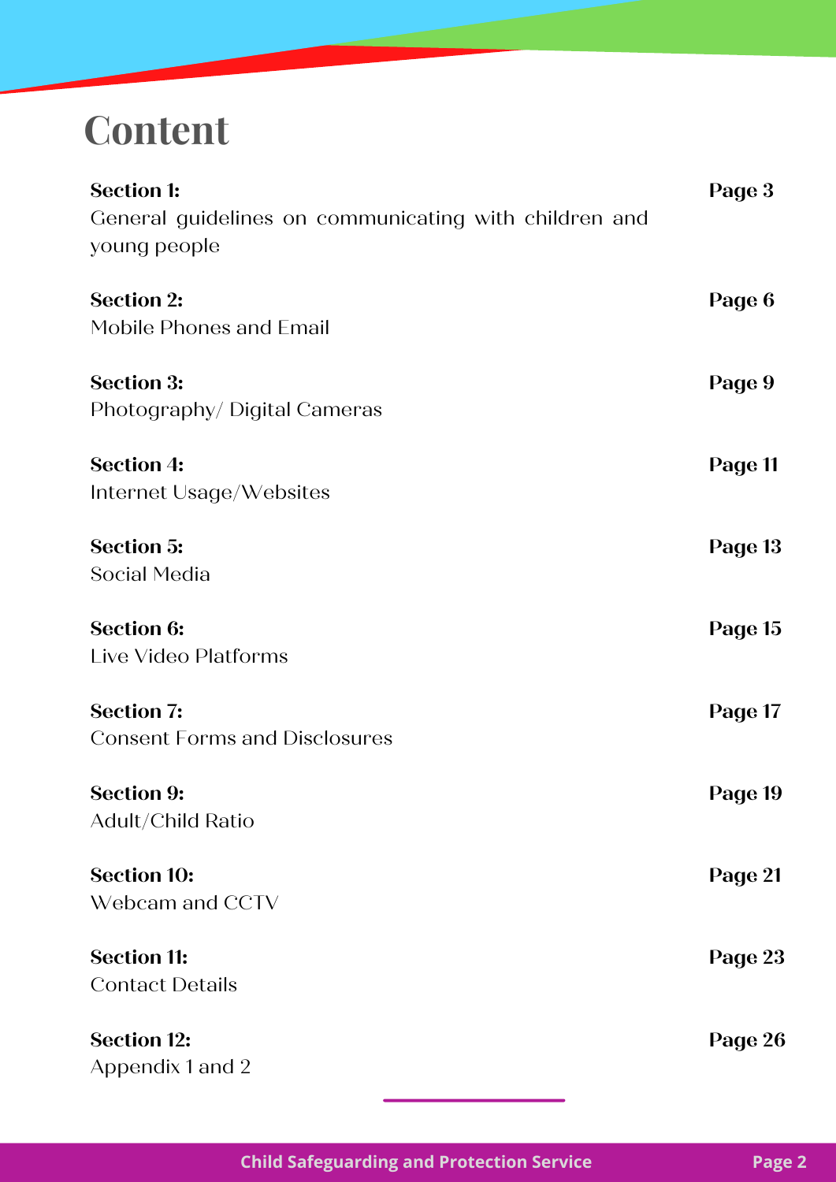# Content

| | |
|---|---|
| **Section 1:** General guidelines on communicating with children and young people | **Page 3** |
| **Section 2:** Mobile Phones and Email | **Page 6** |
| **Section 3:** Photography/ Digital Cameras | **Page 9** |
| **Section 4:** Internet Usage/Websites | **Page 11** |
| **Section 5:** Social Media | **Page 13** |
| **Section 6:** Live Video Platforms | **Page 15** |
| **Section 7:** Consent Forms and Disclosures | **Page 17** |
| **Section 9:** Adult/Child Ratio | **Page 19** |
| **Section 10:** Webcam and CCTV | **Page 21** |
| **Section 11:** Contact Details | **Page 23** |
| **Section 12:** Appendix 1 and 2 | **Page 26** |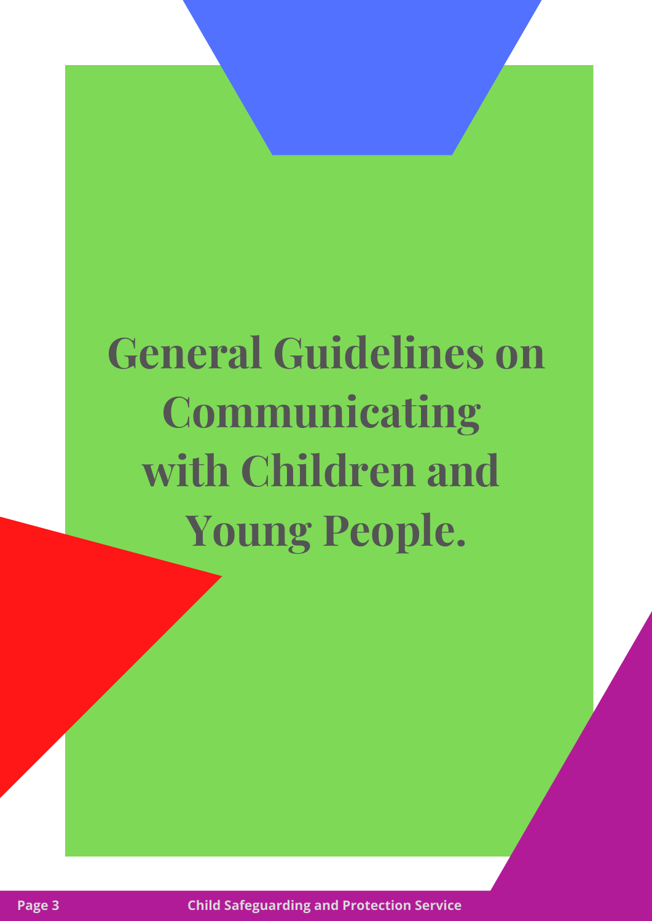# General Guidelines on Communicating with Children and Young People.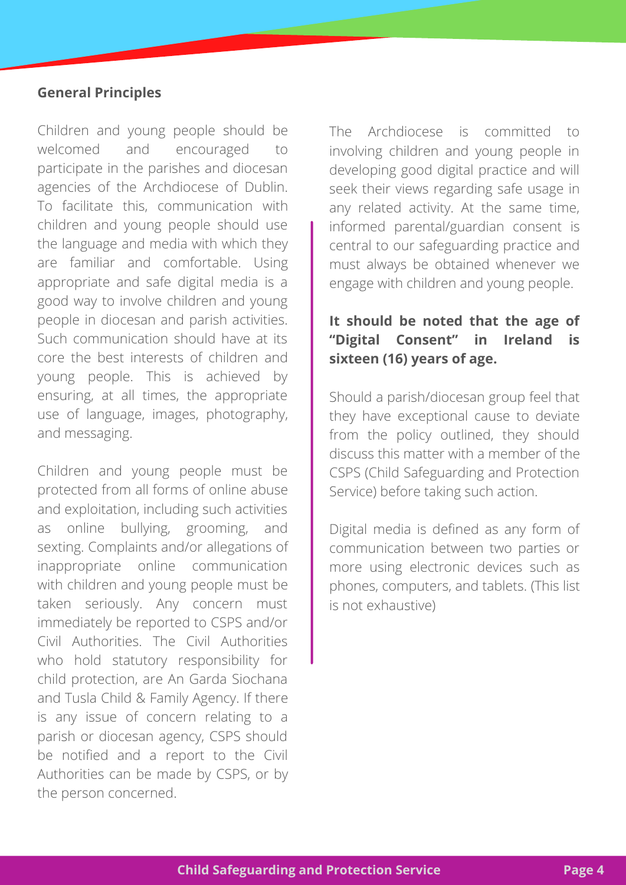## General Principles

Children and young people should be welcomed and encouraged to participate in the parishes and diocesan agencies of the Archdiocese of Dublin. To facilitate this, communication with children and young people should use the language and media with which they are familiar and comfortable. Using appropriate and safe digital media is a good way to involve children and young people in diocesan and parish activities. Such communication should have at its core the best interests of children and young people. This is achieved by ensuring, at all times, the appropriate use of language, images, photography, and messaging.

Children and young people must be protected from all forms of online abuse and exploitation, including such activities as online bullying, grooming, and sexting. Complaints and/or allegations of inappropriate online communication with children and young people must be taken seriously. Any concern must immediately be reported to CSPS and/or Civil Authorities. The Civil Authorities who hold statutory responsibility for child protection, are An Garda Siochana and Tusla Child & Family Agency. If there is any issue of concern relating to a parish or diocesan agency, CSPS should be notified and a report to the Civil Authorities can be made by CSPS, or by the person concerned.

The Archdiocese is committed to involving children and young people in developing good digital practice and will seek their views regarding safe usage in any related activity. At the same time, informed parental/guardian consent is central to our safeguarding practice and must always be obtained whenever we engage with children and young people.

**It should be noted that the age of "Digital Consent" in Ireland is sixteen (16) years of age.**

Should a parish/diocesan group feel that they have exceptional cause to deviate from the policy outlined, they should discuss this matter with a member of the CSPS (Child Safeguarding and Protection Service) before taking such action.

Digital media is defined as any form of communication between two parties or more using electronic devices such as phones, computers, and tablets. (This list is not exhaustive)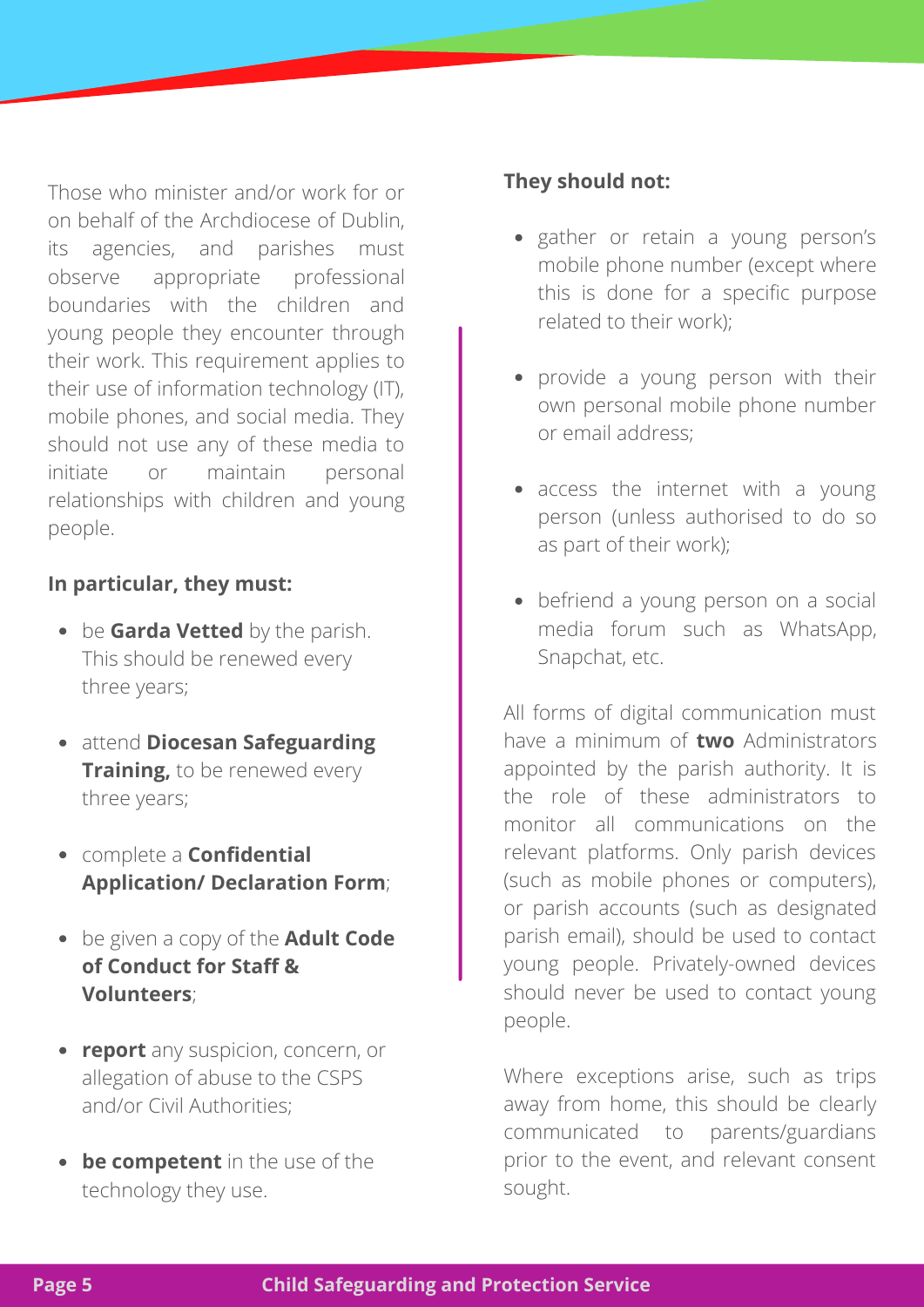Those who minister and/or work for or on behalf of the Archdiocese of Dublin, its agencies, and parishes must observe appropriate professional boundaries with the children and young people they encounter through their work. This requirement applies to their use of information technology (IT), mobile phones, and social media. They should not use any of these media to initiate or maintain personal relationships with children and young people.

**In particular, they must:**

- be **Garda Vetted** by the parish. This should be renewed every three years;
- attend **Diocesan Safeguarding Training,** to be renewed every three years;
- complete a **Confidential Application/ Declaration Form**;
- be given a copy of the **Adult Code of Conduct for Staff & Volunteers**;
- **report** any suspicion, concern, or allegation of abuse to the CSPS and/or Civil Authorities;
- **be competent** in the use of the technology they use.

**They should not:**

- gather or retain a young person's mobile phone number (except where this is done for a specific purpose related to their work);
- provide a young person with their own personal mobile phone number or email address;
- access the internet with a young person (unless authorised to do so as part of their work);
- befriend a young person on a social media forum such as WhatsApp, Snapchat, etc.

All forms of digital communication must have a minimum of **two** Administrators appointed by the parish authority. It is the role of these administrators to monitor all communications on the relevant platforms. Only parish devices (such as mobile phones or computers), or parish accounts (such as designated parish email), should be used to contact young people. Privately-owned devices should never be used to contact young people.

Where exceptions arise, such as trips away from home, this should be clearly communicated to parents/guardians prior to the event, and relevant consent sought.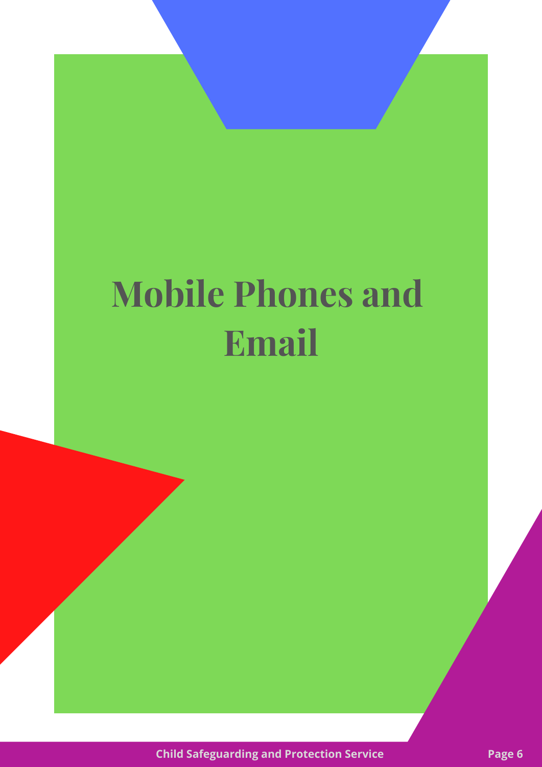# Mobile Phones and Email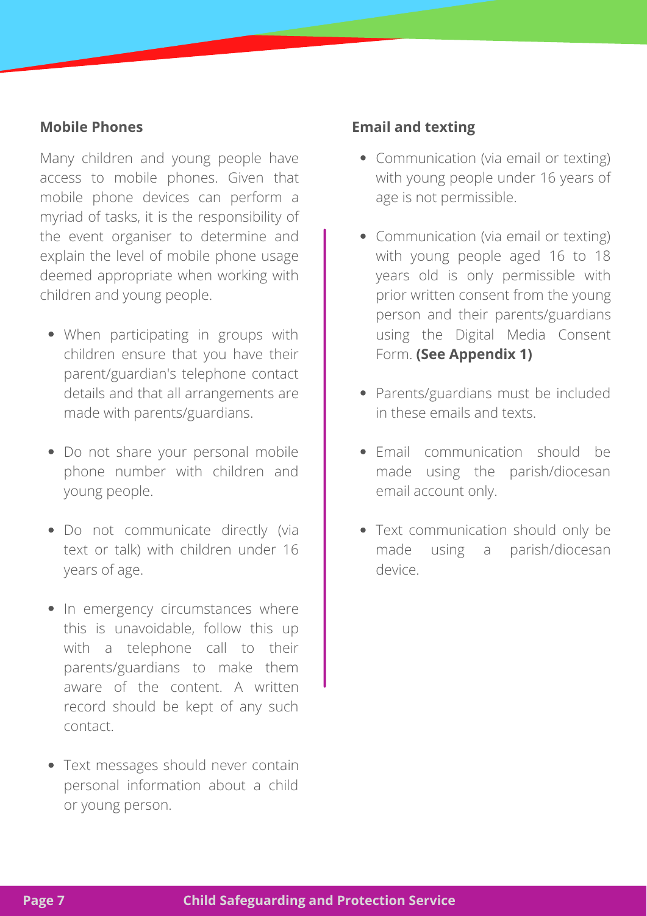### Mobile Phones

Many children and young people have access to mobile phones. Given that mobile phone devices can perform a myriad of tasks, it is the responsibility of the event organiser to determine and explain the level of mobile phone usage deemed appropriate when working with children and young people.

- When participating in groups with children ensure that you have their parent/guardian's telephone contact details and that all arrangements are made with parents/guardians.
- Do not share your personal mobile phone number with children and young people.
- Do not communicate directly (via text or talk) with children under 16 years of age.
- In emergency circumstances where this is unavoidable, follow this up with a telephone call to their parents/guardians to make them aware of the content. A written record should be kept of any such contact.
- Text messages should never contain personal information about a child or young person.

### Email and texting

- Communication (via email or texting) with young people under 16 years of age is not permissible.
- Communication (via email or texting) with young people aged 16 to 18 years old is only permissible with prior written consent from the young person and their parents/guardians using the Digital Media Consent Form. **(See Appendix 1)**
- Parents/guardians must be included in these emails and texts.
- Email communication should be made using the parish/diocesan email account only.
- Text communication should only be made using a parish/diocesan device.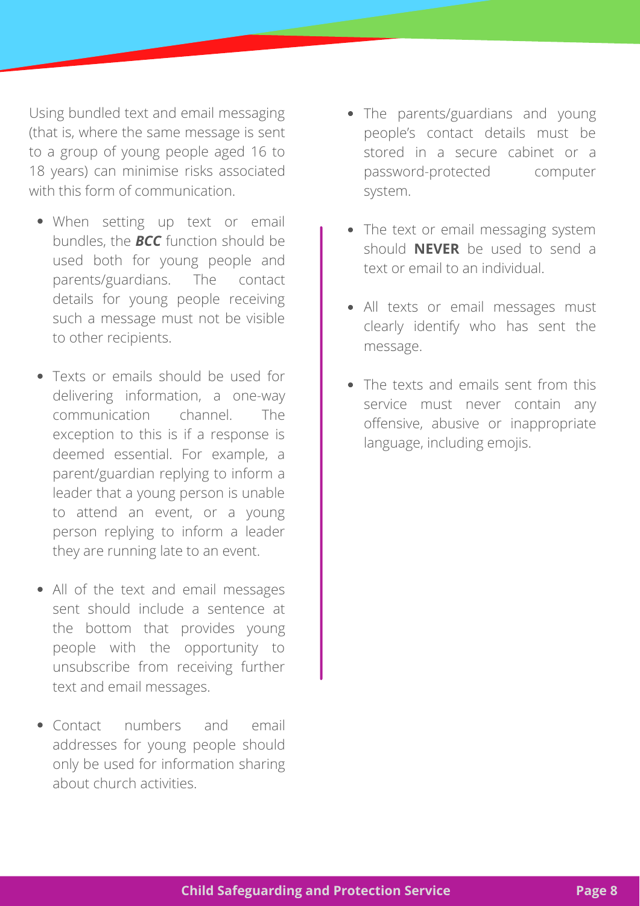Using bundled text and email messaging (that is, where the same message is sent to a group of young people aged 16 to 18 years) can minimise risks associated with this form of communication.

- When setting up text or email bundles, the ***BCC*** function should be used both for young people and parents/guardians. The contact details for young people receiving such a message must not be visible to other recipients.
- Texts or emails should be used for delivering information, a one-way communication channel. The exception to this is if a response is deemed essential. For example, a parent/guardian replying to inform a leader that a young person is unable to attend an event, or a young person replying to inform a leader they are running late to an event.
- All of the text and email messages sent should include a sentence at the bottom that provides young people with the opportunity to unsubscribe from receiving further text and email messages.
- Contact numbers and email addresses for young people should only be used for information sharing about church activities.
- The parents/guardians and young people's contact details must be stored in a secure cabinet or a password-protected computer system.
- The text or email messaging system should **NEVER** be used to send a text or email to an individual.
- All texts or email messages must clearly identify who has sent the message.
- The texts and emails sent from this service must never contain any offensive, abusive or inappropriate language, including emojis.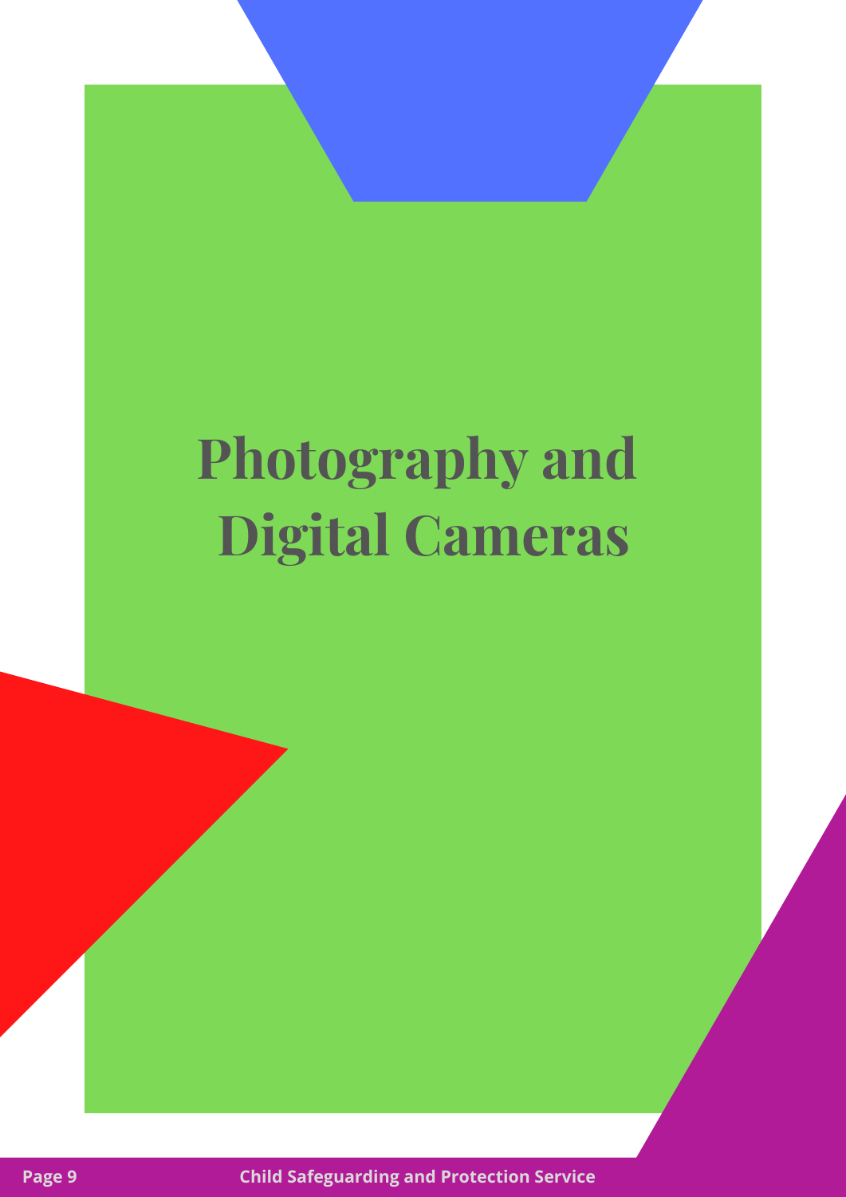# Photography and Digital Cameras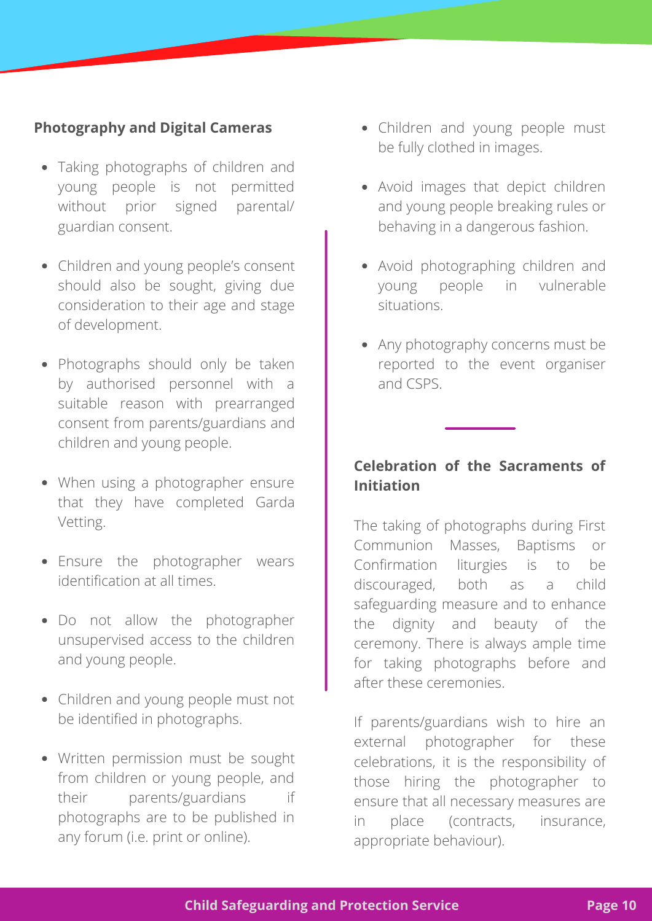## Photography and Digital Cameras

- Taking photographs of children and young people is not permitted without prior signed parental/ guardian consent.
- Children and young people's consent should also be sought, giving due consideration to their age and stage of development.
- Photographs should only be taken by authorised personnel with a suitable reason with prearranged consent from parents/guardians and children and young people.
- When using a photographer ensure that they have completed Garda Vetting.
- Ensure the photographer wears identification at all times.
- Do not allow the photographer unsupervised access to the children and young people.
- Children and young people must not be identified in photographs.
- Written permission must be sought from children or young people, and their parents/guardians if photographs are to be published in any forum (i.e. print or online).
- Children and young people must be fully clothed in images.
- Avoid images that depict children and young people breaking rules or behaving in a dangerous fashion.
- Avoid photographing children and young people in vulnerable situations.
- Any photography concerns must be reported to the event organiser and CSPS.

## Celebration of the Sacraments of Initiation

The taking of photographs during First Communion Masses, Baptisms or Confirmation liturgies is to be discouraged, both as a child safeguarding measure and to enhance the dignity and beauty of the ceremony. There is always ample time for taking photographs before and after these ceremonies.

If parents/guardians wish to hire an external photographer for these celebrations, it is the responsibility of those hiring the photographer to ensure that all necessary measures are in place (contracts, insurance, appropriate behaviour).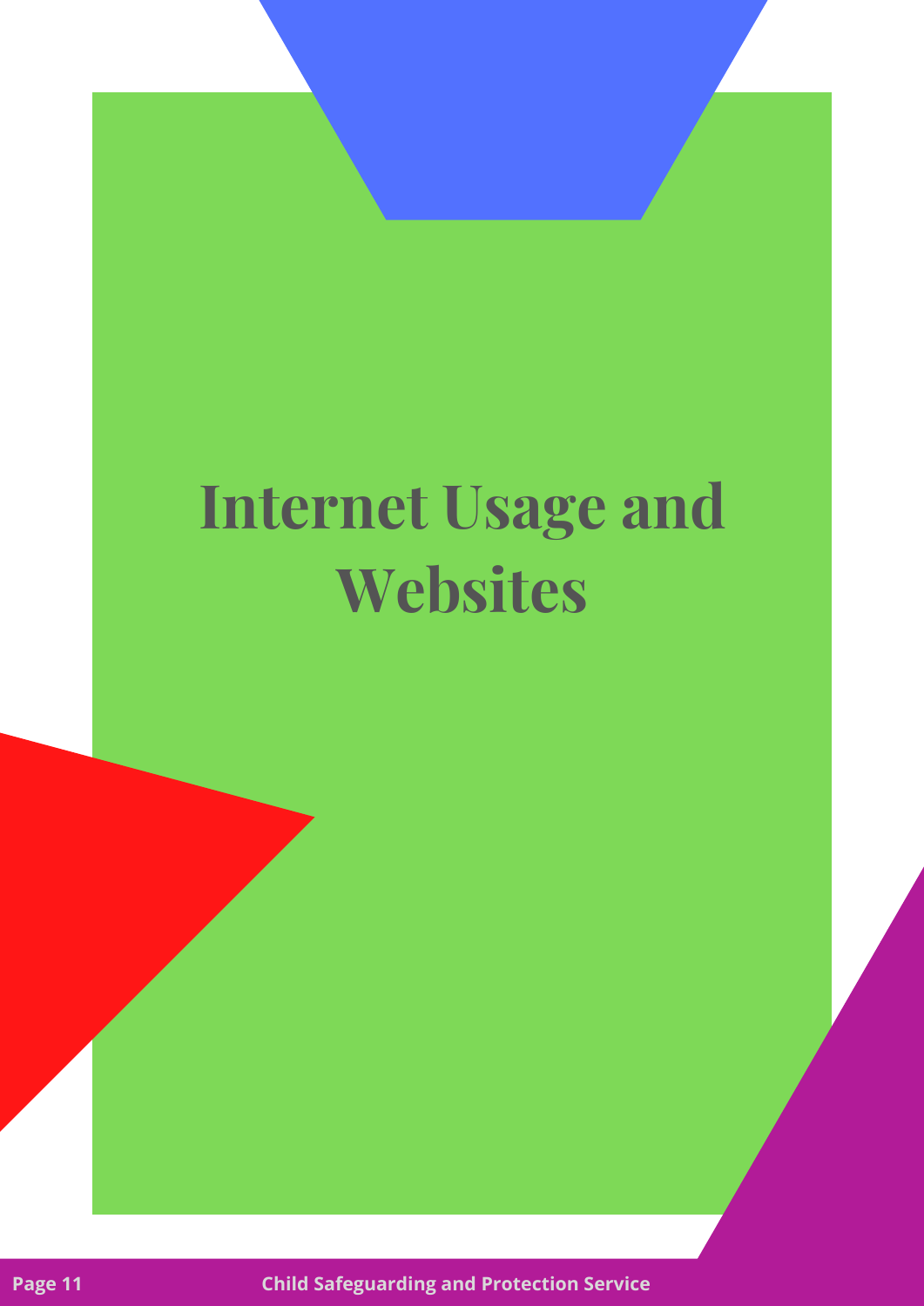# Internet Usage and Websites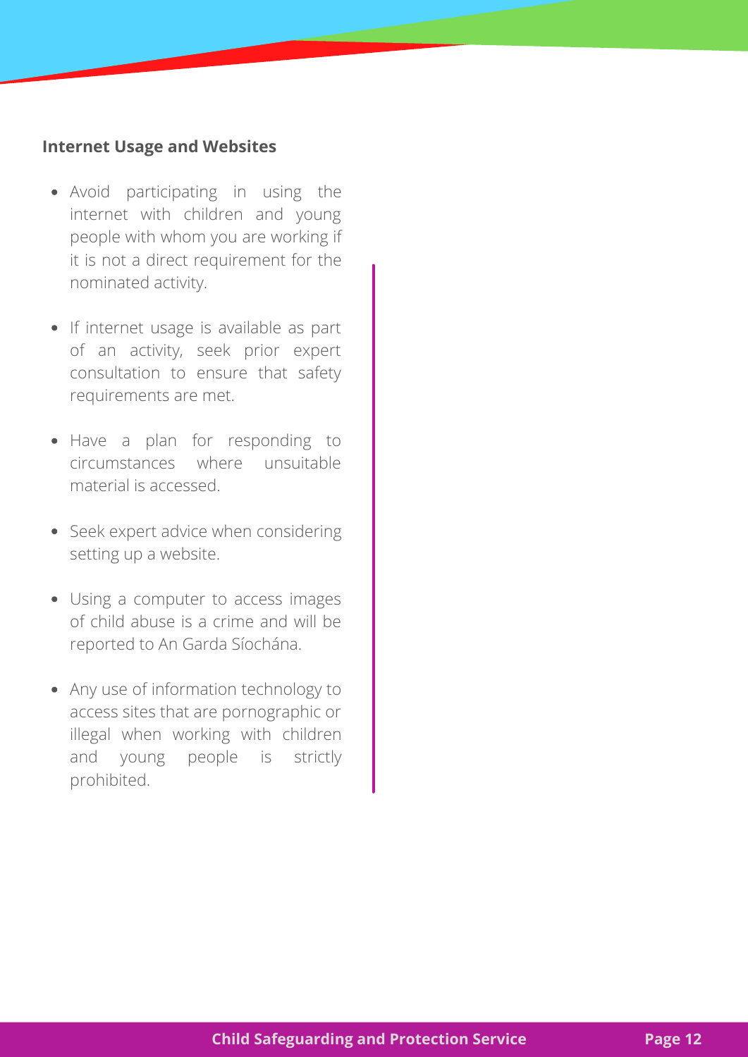### Internet Usage and Websites

- Avoid participating in using the internet with children and young people with whom you are working if it is not a direct requirement for the nominated activity.
- If internet usage is available as part of an activity, seek prior expert consultation to ensure that safety requirements are met.
- Have a plan for responding to circumstances where unsuitable material is accessed.
- Seek expert advice when considering setting up a website.
- Using a computer to access images of child abuse is a crime and will be reported to An Garda Síochána.
- Any use of information technology to access sites that are pornographic or illegal when working with children and young people is strictly prohibited.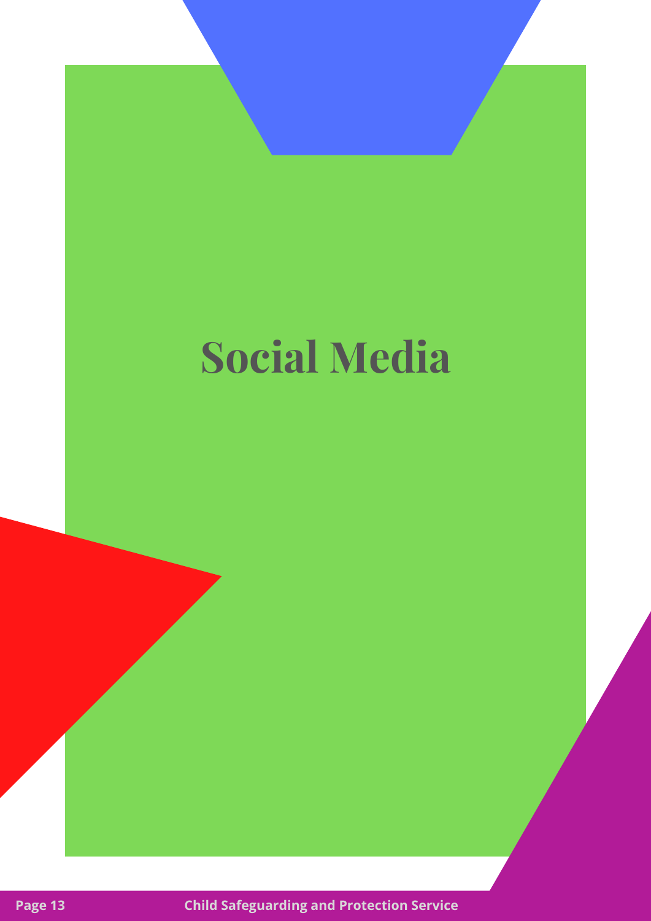# Social Media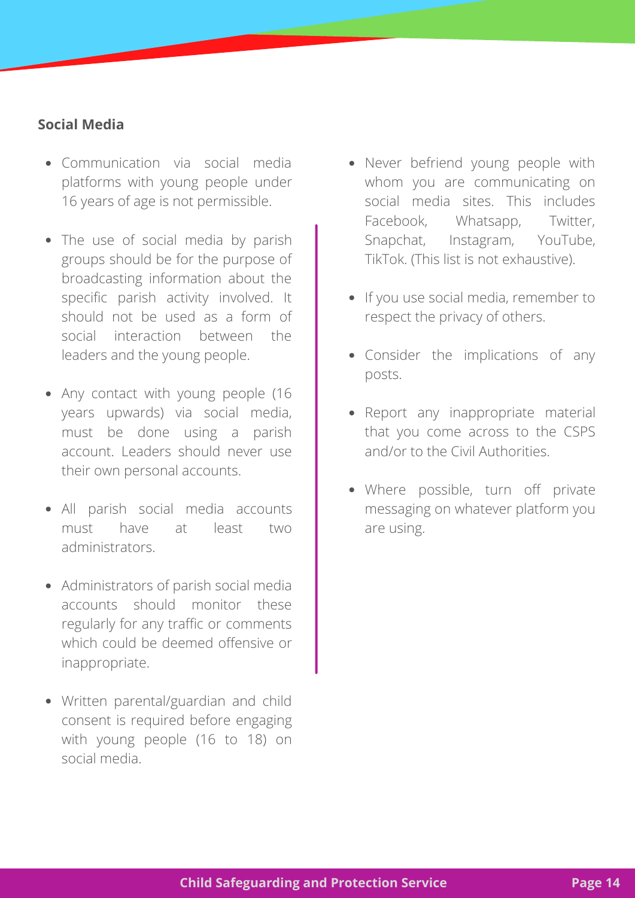**Social Media**

- Communication via social media platforms with young people under 16 years of age is not permissible.
- The use of social media by parish groups should be for the purpose of broadcasting information about the specific parish activity involved. It should not be used as a form of social interaction between the leaders and the young people.
- Any contact with young people (16 years upwards) via social media, must be done using a parish account. Leaders should never use their own personal accounts.
- All parish social media accounts must have at least two administrators.
- Administrators of parish social media accounts should monitor these regularly for any traffic or comments which could be deemed offensive or inappropriate.
- Written parental/guardian and child consent is required before engaging with young people (16 to 18) on social media.
- Never befriend young people with whom you are communicating on social media sites. This includes Facebook, Whatsapp, Twitter, Snapchat, Instagram, YouTube, TikTok. (This list is not exhaustive).
- If you use social media, remember to respect the privacy of others.
- Consider the implications of any posts.
- Report any inappropriate material that you come across to the CSPS and/or to the Civil Authorities.
- Where possible, turn off private messaging on whatever platform you are using.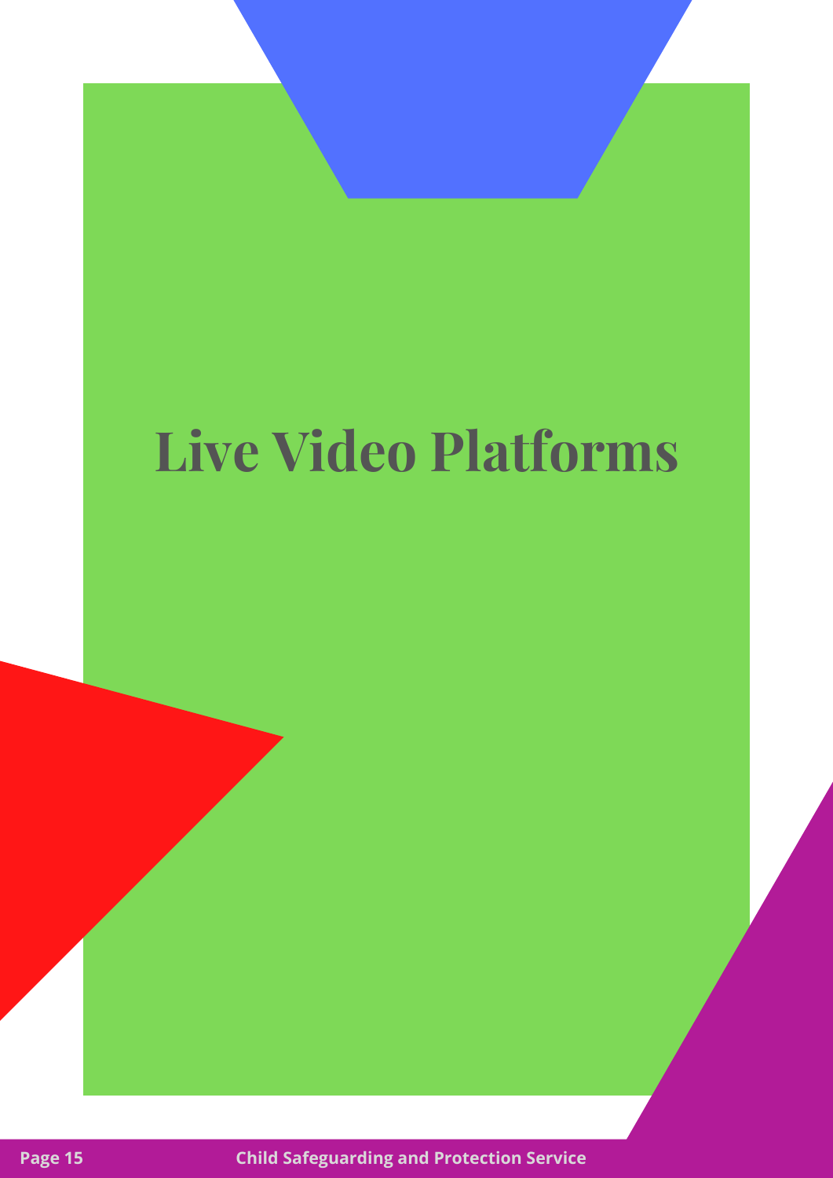# Live Video Platforms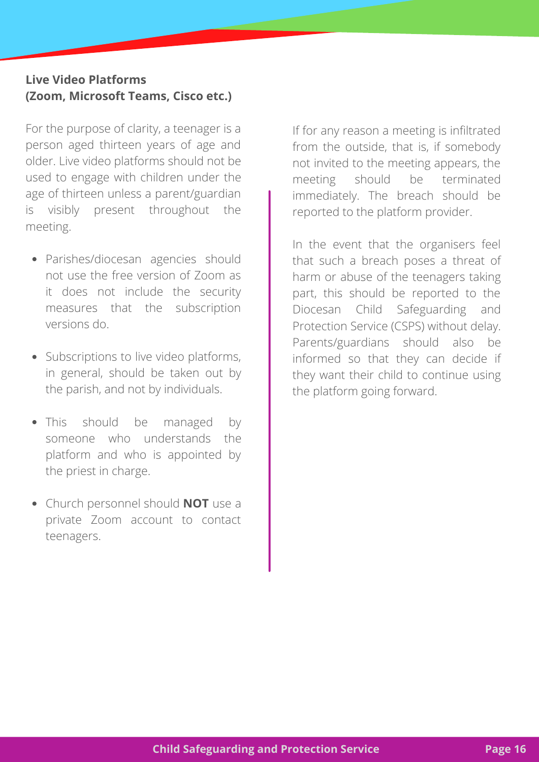### Live Video Platforms (Zoom, Microsoft Teams, Cisco etc.)

For the purpose of clarity, a teenager is a person aged thirteen years of age and older. Live video platforms should not be used to engage with children under the age of thirteen unless a parent/guardian is visibly present throughout the meeting.

- Parishes/diocesan agencies should not use the free version of Zoom as it does not include the security measures that the subscription versions do.
- Subscriptions to live video platforms, in general, should be taken out by the parish, and not by individuals.
- This should be managed by someone who understands the platform and who is appointed by the priest in charge.
- Church personnel should **NOT** use a private Zoom account to contact teenagers.

If for any reason a meeting is infiltrated from the outside, that is, if somebody not invited to the meeting appears, the meeting should be terminated immediately. The breach should be reported to the platform provider.

In the event that the organisers feel that such a breach poses a threat of harm or abuse of the teenagers taking part, this should be reported to the Diocesan Child Safeguarding and Protection Service (CSPS) without delay. Parents/guardians should also be informed so that they can decide if they want their child to continue using the platform going forward.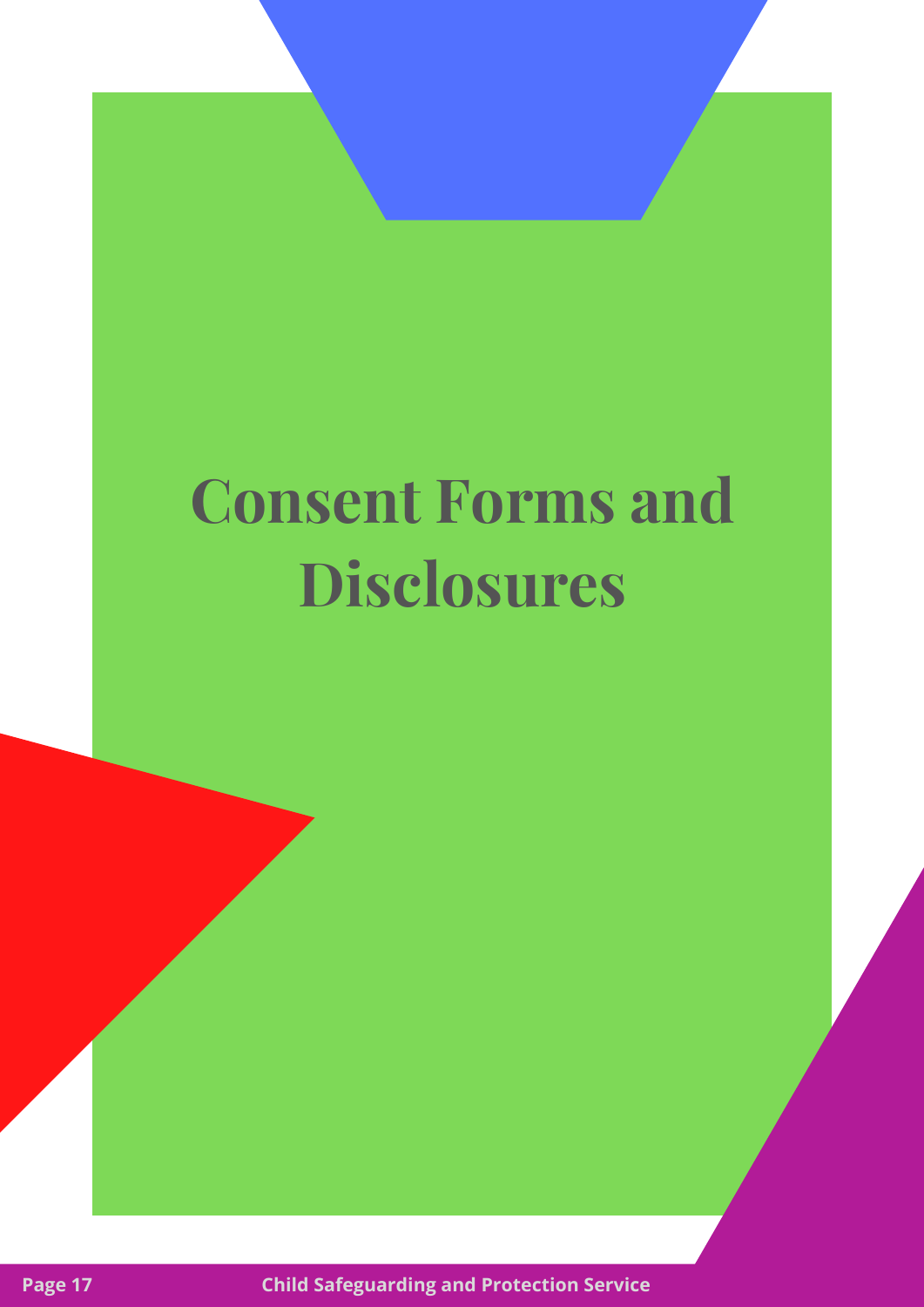# Consent Forms and Disclosures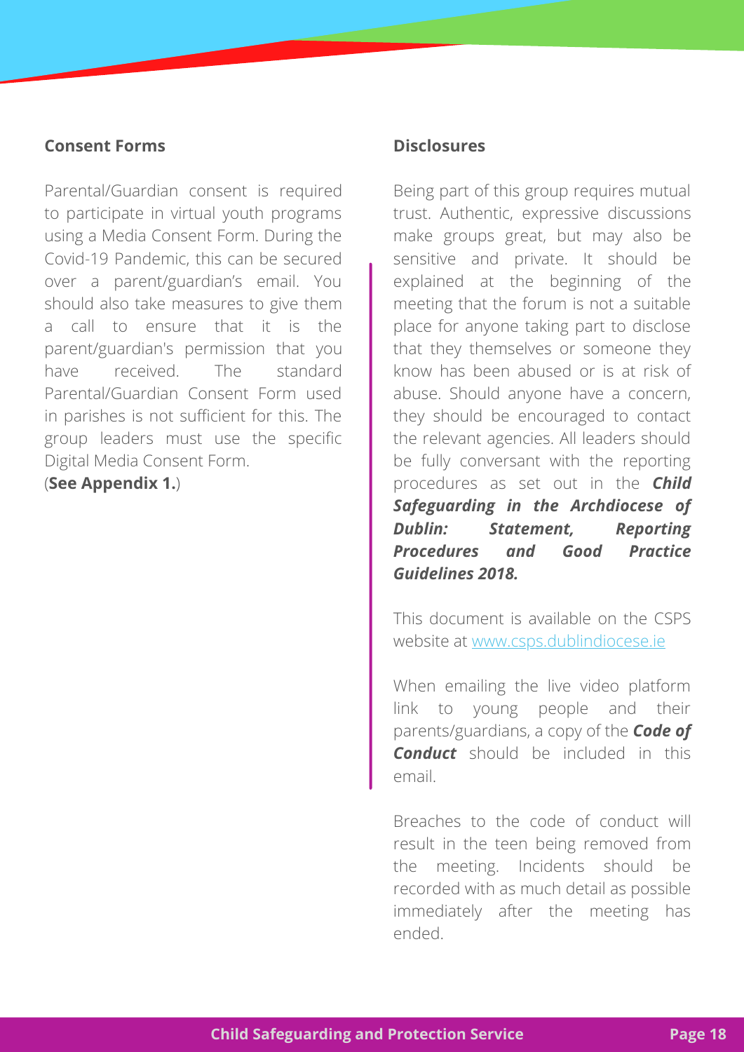**Consent Forms**

Parental/Guardian consent is required to participate in virtual youth programs using a Media Consent Form. During the Covid-19 Pandemic, this can be secured over a parent/guardian's email. You should also take measures to give them a call to ensure that it is the parent/guardian's permission that you have received. The standard Parental/Guardian Consent Form used in parishes is not sufficient for this. The group leaders must use the specific Digital Media Consent Form.
(**See Appendix 1.**)

**Disclosures**

Being part of this group requires mutual trust. Authentic, expressive discussions make groups great, but may also be sensitive and private. It should be explained at the beginning of the meeting that the forum is not a suitable place for anyone taking part to disclose that they themselves or someone they know has been abused or is at risk of abuse. Should anyone have a concern, they should be encouraged to contact the relevant agencies. All leaders should be fully conversant with the reporting procedures as set out in the ***Child Safeguarding in the Archdiocese of Dublin: Statement, Reporting Procedures and Good Practice Guidelines 2018.***

This document is available on the CSPS website at www.csps.dublindiocese.ie

When emailing the live video platform link to young people and their parents/guardians, a copy of the ***Code of Conduct*** should be included in this email.

Breaches to the code of conduct will result in the teen being removed from the meeting. Incidents should be recorded with as much detail as possible immediately after the meeting has ended.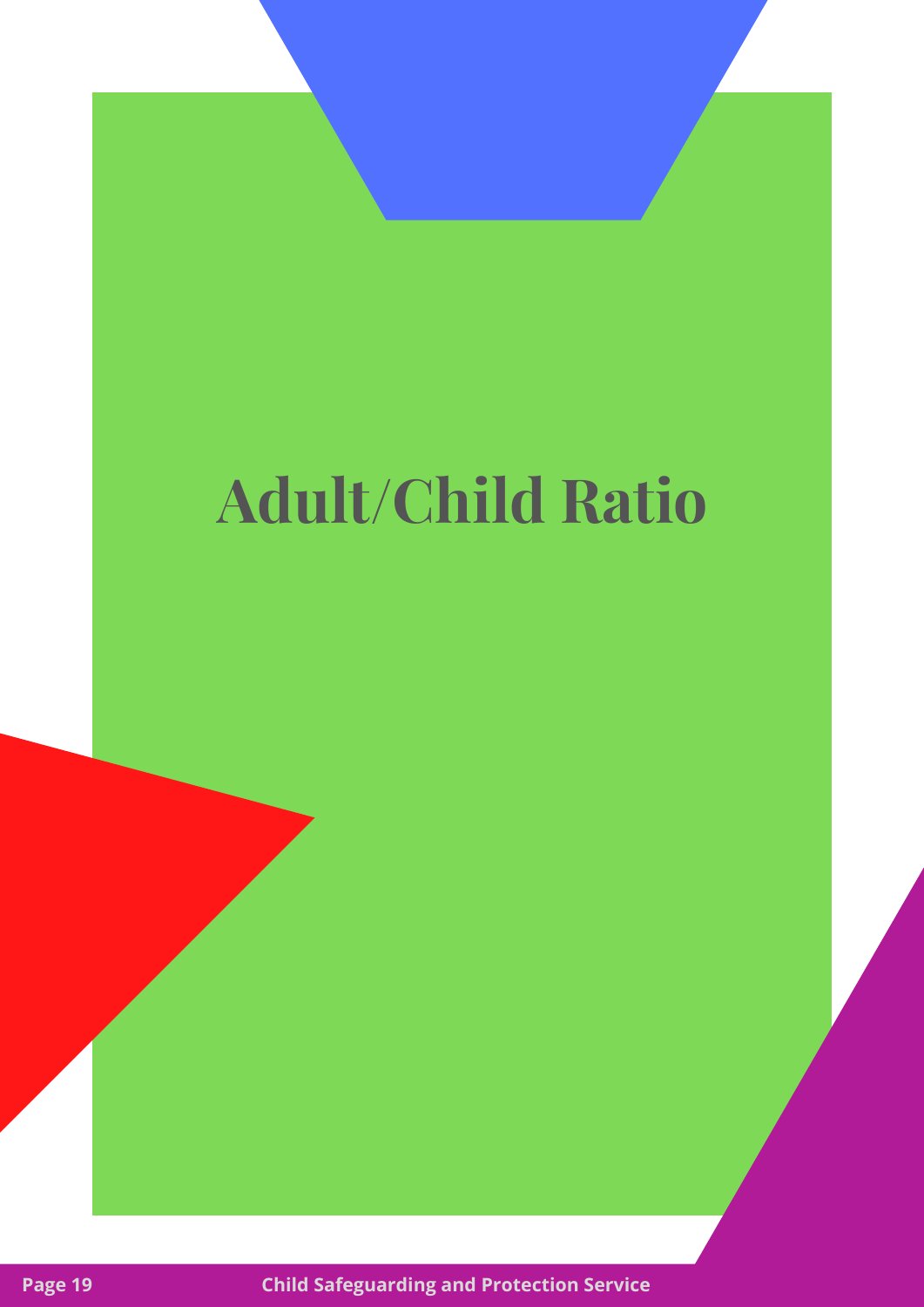# Adult/Child Ratio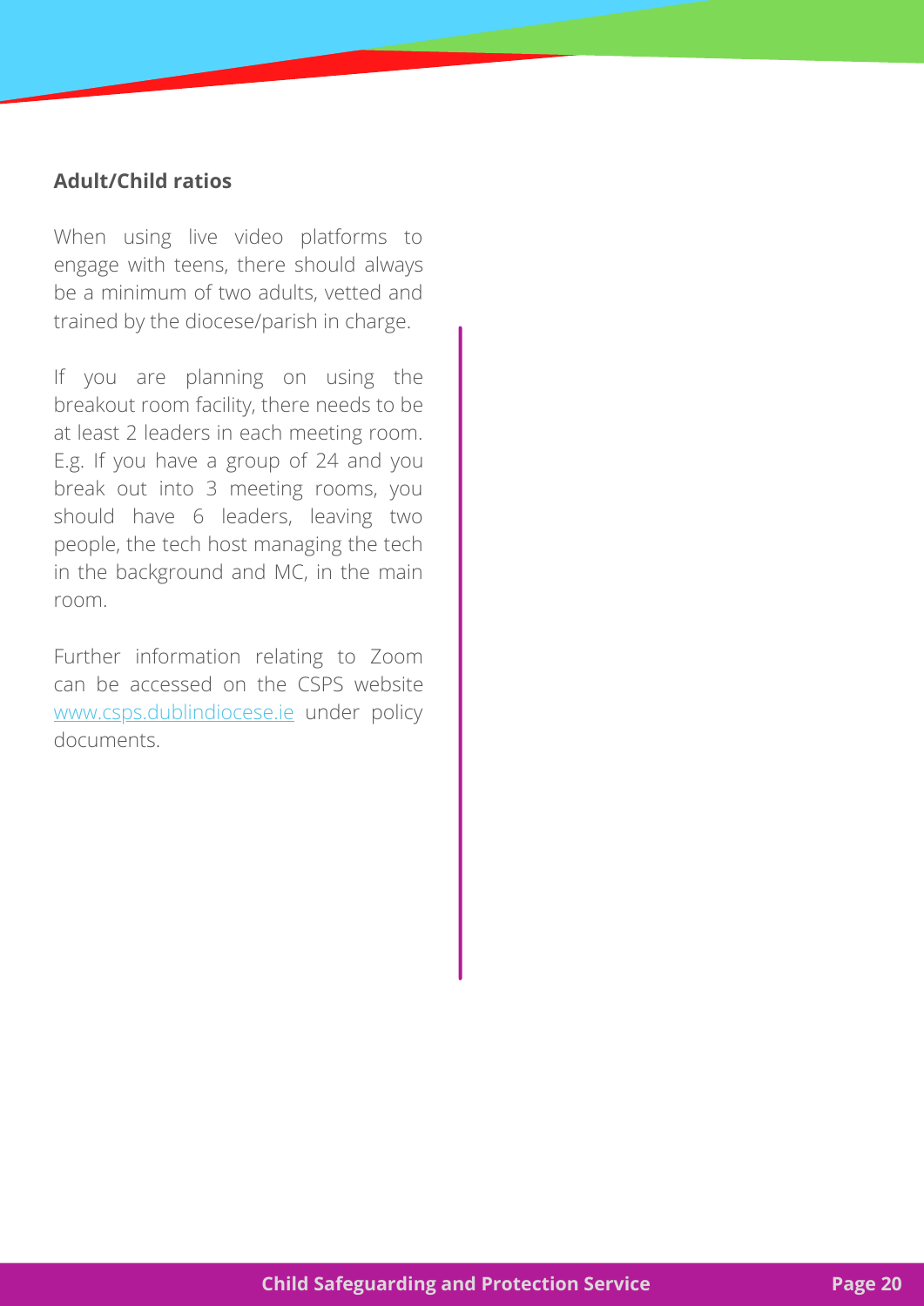**Adult/Child ratios**

When using live video platforms to engage with teens, there should always be a minimum of two adults, vetted and trained by the diocese/parish in charge.

If you are planning on using the breakout room facility, there needs to be at least 2 leaders in each meeting room. E.g. If you have a group of 24 and you break out into 3 meeting rooms, you should have 6 leaders, leaving two people, the tech host managing the tech in the background and MC, in the main room.

Further information relating to Zoom can be accessed on the CSPS website [www.csps.dublindiocese.ie](http://www.csps.dublindiocese.ie) under policy documents.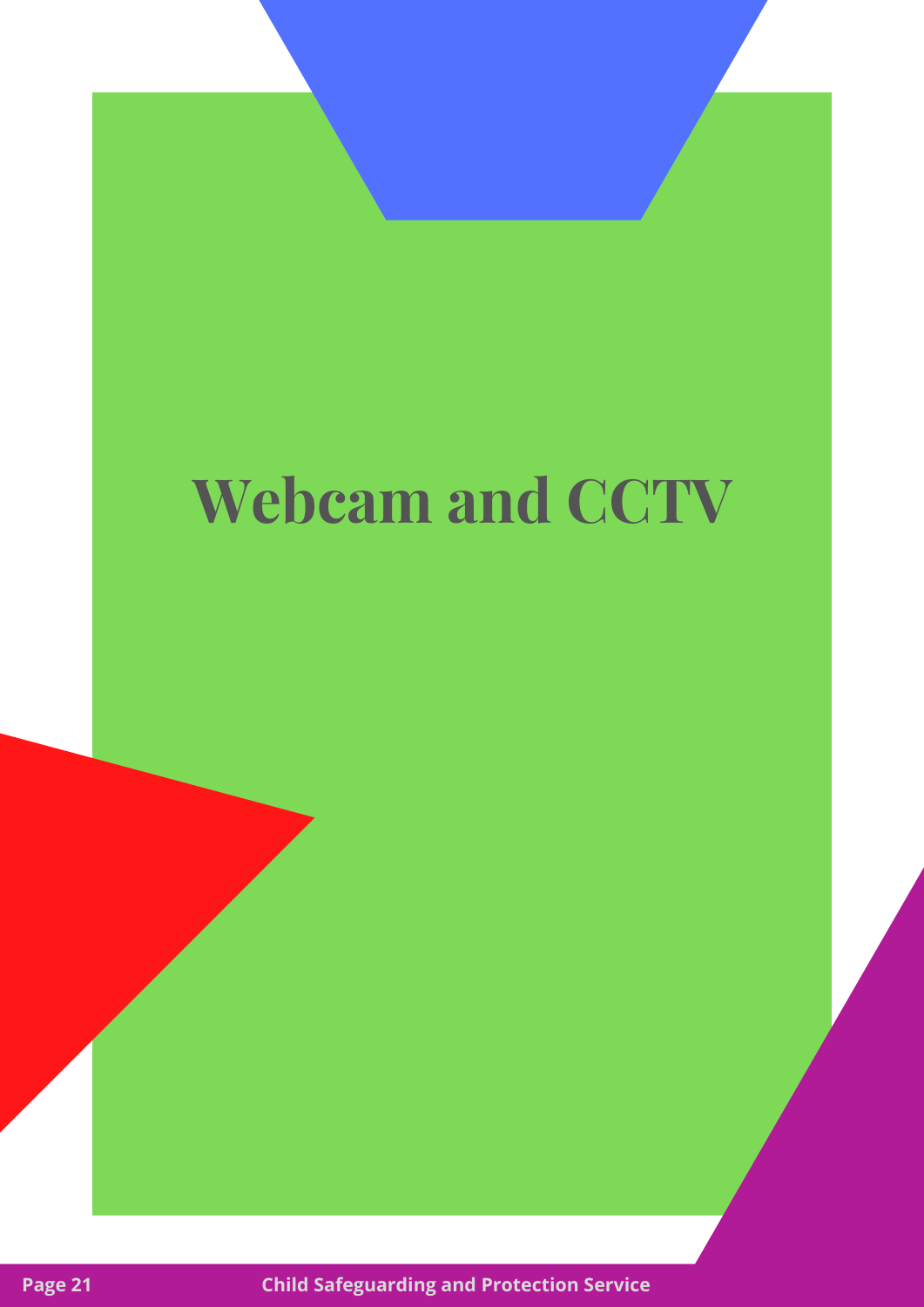# Webcam and CCTV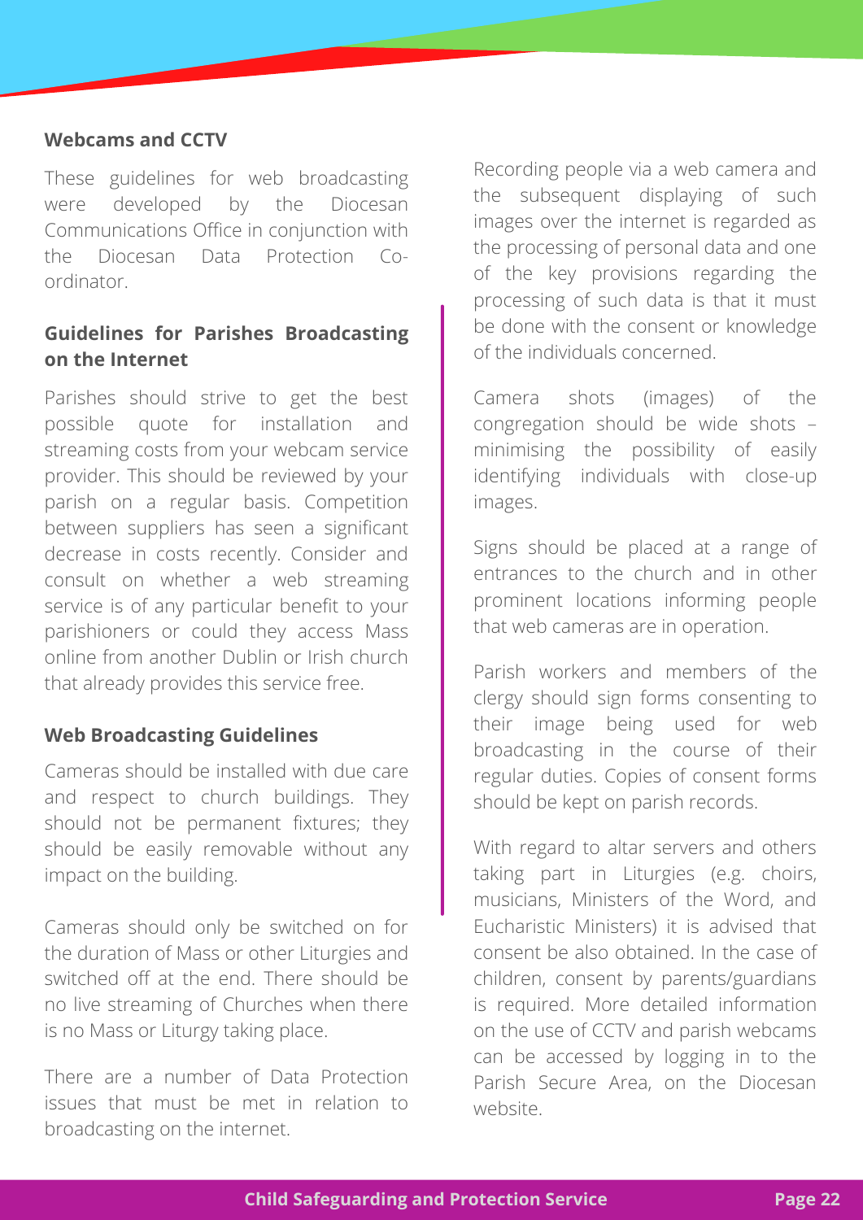## Webcams and CCTV

These guidelines for web broadcasting were developed by the Diocesan Communications Office in conjunction with the Diocesan Data Protection Co-ordinator.

### Guidelines for Parishes Broadcasting on the Internet

Parishes should strive to get the best possible quote for installation and streaming costs from your webcam service provider. This should be reviewed by your parish on a regular basis. Competition between suppliers has seen a significant decrease in costs recently. Consider and consult on whether a web streaming service is of any particular benefit to your parishioners or could they access Mass online from another Dublin or Irish church that already provides this service free.

### Web Broadcasting Guidelines

Cameras should be installed with due care and respect to church buildings. They should not be permanent fixtures; they should be easily removable without any impact on the building.

Cameras should only be switched on for the duration of Mass or other Liturgies and switched off at the end. There should be no live streaming of Churches when there is no Mass or Liturgy taking place.

There are a number of Data Protection issues that must be met in relation to broadcasting on the internet.

Recording people via a web camera and the subsequent displaying of such images over the internet is regarded as the processing of personal data and one of the key provisions regarding the processing of such data is that it must be done with the consent or knowledge of the individuals concerned.

Camera shots (images) of the congregation should be wide shots – minimising the possibility of easily identifying individuals with close-up images.

Signs should be placed at a range of entrances to the church and in other prominent locations informing people that web cameras are in operation.

Parish workers and members of the clergy should sign forms consenting to their image being used for web broadcasting in the course of their regular duties. Copies of consent forms should be kept on parish records.

With regard to altar servers and others taking part in Liturgies (e.g. choirs, musicians, Ministers of the Word, and Eucharistic Ministers) it is advised that consent be also obtained. In the case of children, consent by parents/guardians is required. More detailed information on the use of CCTV and parish webcams can be accessed by logging in to the Parish Secure Area, on the Diocesan website.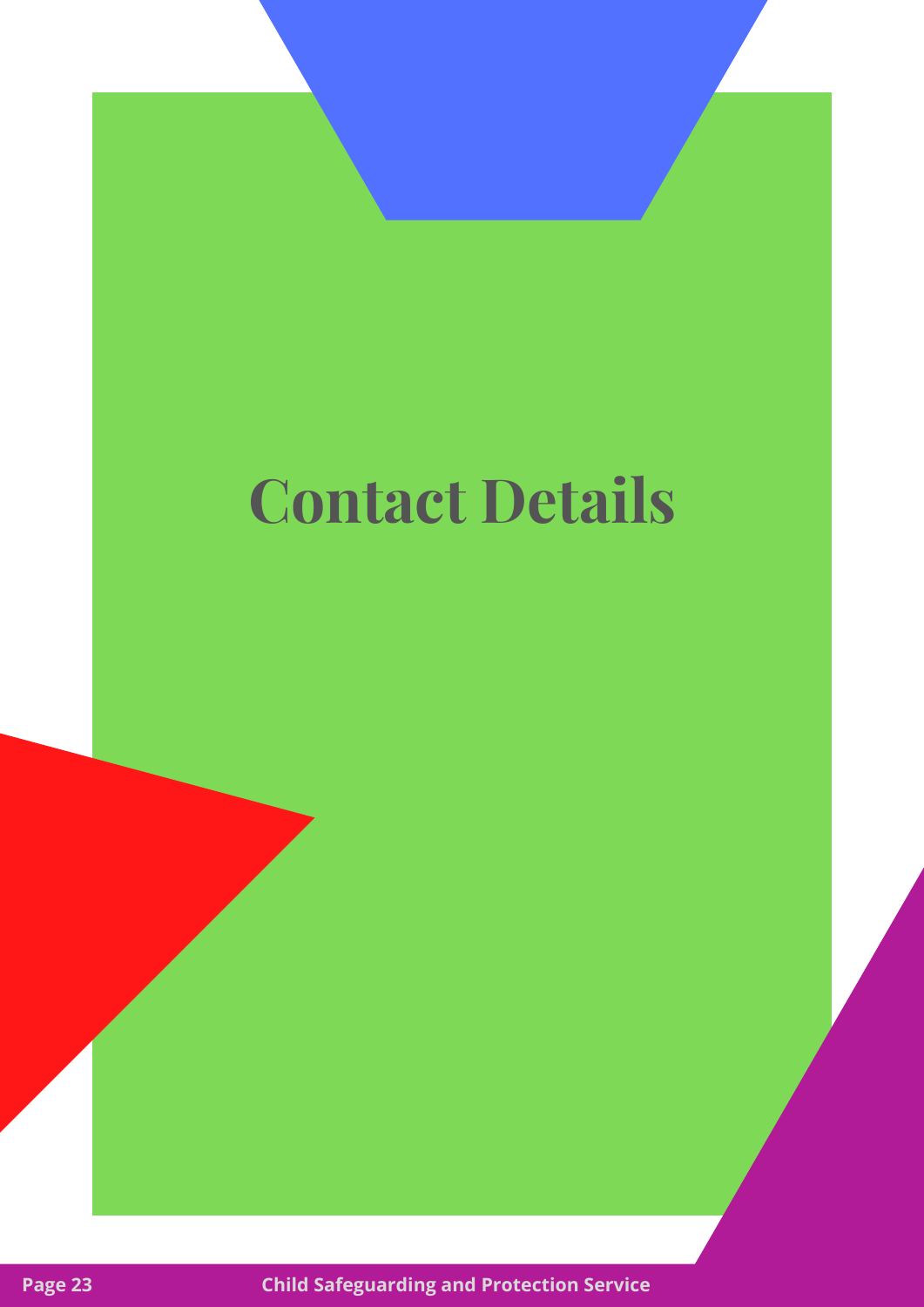# Contact Details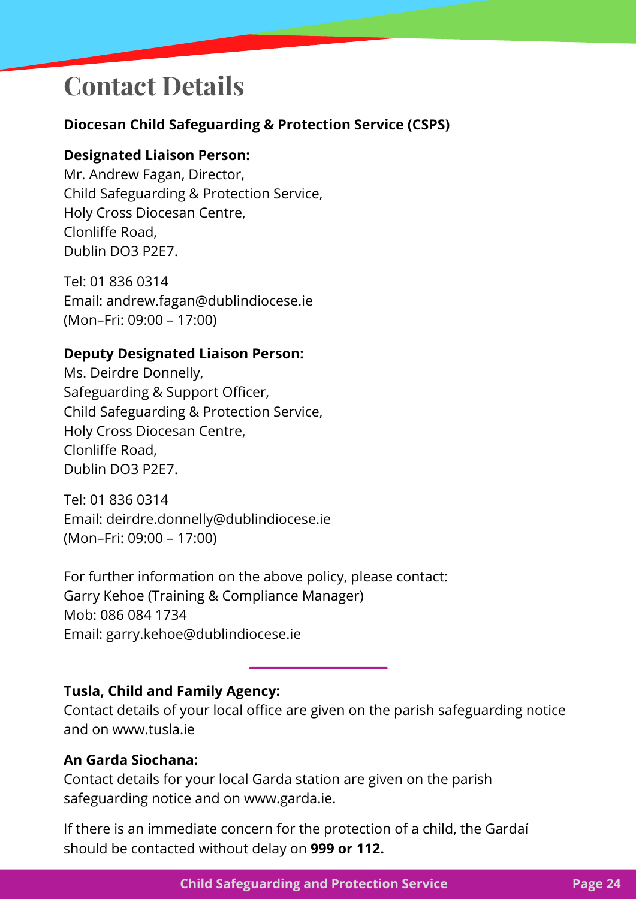# Contact Details

**Diocesan Child Safeguarding & Protection Service (CSPS)**

**Designated Liaison Person:**
Mr. Andrew Fagan, Director,
Child Safeguarding & Protection Service,
Holy Cross Diocesan Centre,
Clonliffe Road,
Dublin DO3 P2E7.

Tel: 01 836 0314
Email: andrew.fagan@dublindiocese.ie
(Mon–Fri: 09:00 – 17:00)

**Deputy Designated Liaison Person:**
Ms. Deirdre Donnelly,
Safeguarding & Support Officer,
Child Safeguarding & Protection Service,
Holy Cross Diocesan Centre,
Clonliffe Road,
Dublin DO3 P2E7.

Tel: 01 836 0314
Email: deirdre.donnelly@dublindiocese.ie
(Mon–Fri: 09:00 – 17:00)

For further information on the above policy, please contact:
Garry Kehoe (Training & Compliance Manager)
Mob: 086 084 1734
Email: garry.kehoe@dublindiocese.ie

---

**Tusla, Child and Family Agency:**
Contact details of your local office are given on the parish safeguarding notice and on www.tusla.ie

**An Garda Siochana:**
Contact details for your local Garda station are given on the parish safeguarding notice and on www.garda.ie.

If there is an immediate concern for the protection of a child, the Gardaí should be contacted without delay on **999 or 112.**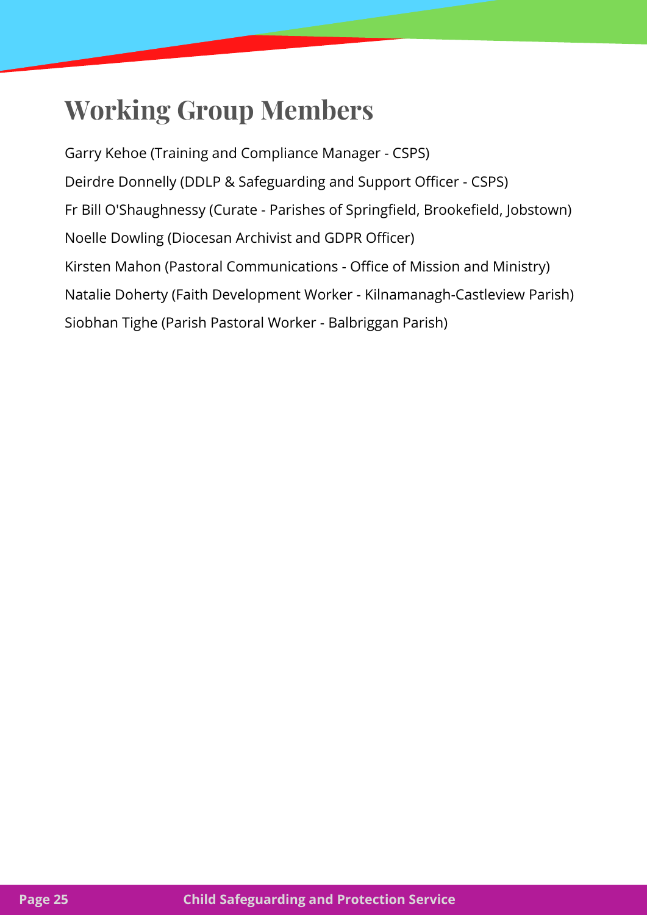# Working Group Members

Garry Kehoe (Training and Compliance Manager - CSPS)

Deirdre Donnelly (DDLP & Safeguarding and Support Officer - CSPS)

Fr Bill O'Shaughnessy (Curate - Parishes of Springfield, Brookefield, Jobstown)

Noelle Dowling (Diocesan Archivist and GDPR Officer)

Kirsten Mahon (Pastoral Communications - Office of Mission and Ministry)

Natalie Doherty (Faith Development Worker - Kilnamanagh-Castleview Parish)

Siobhan Tighe (Parish Pastoral Worker - Balbriggan Parish)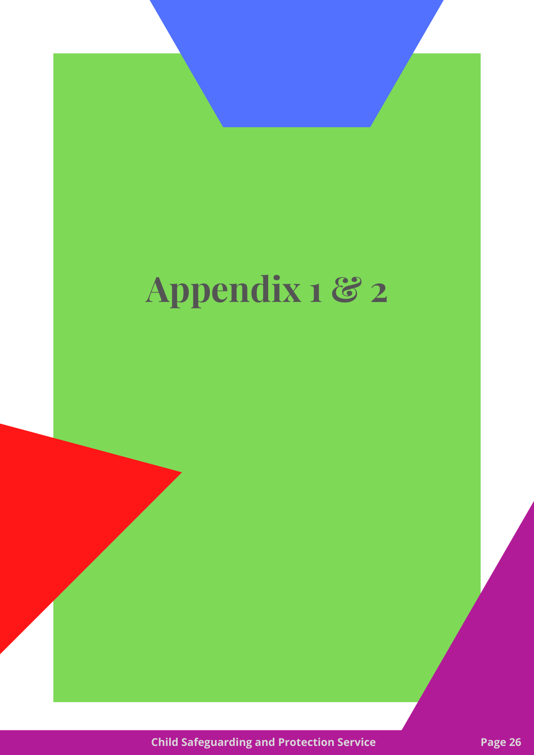# Appendix 1 & 2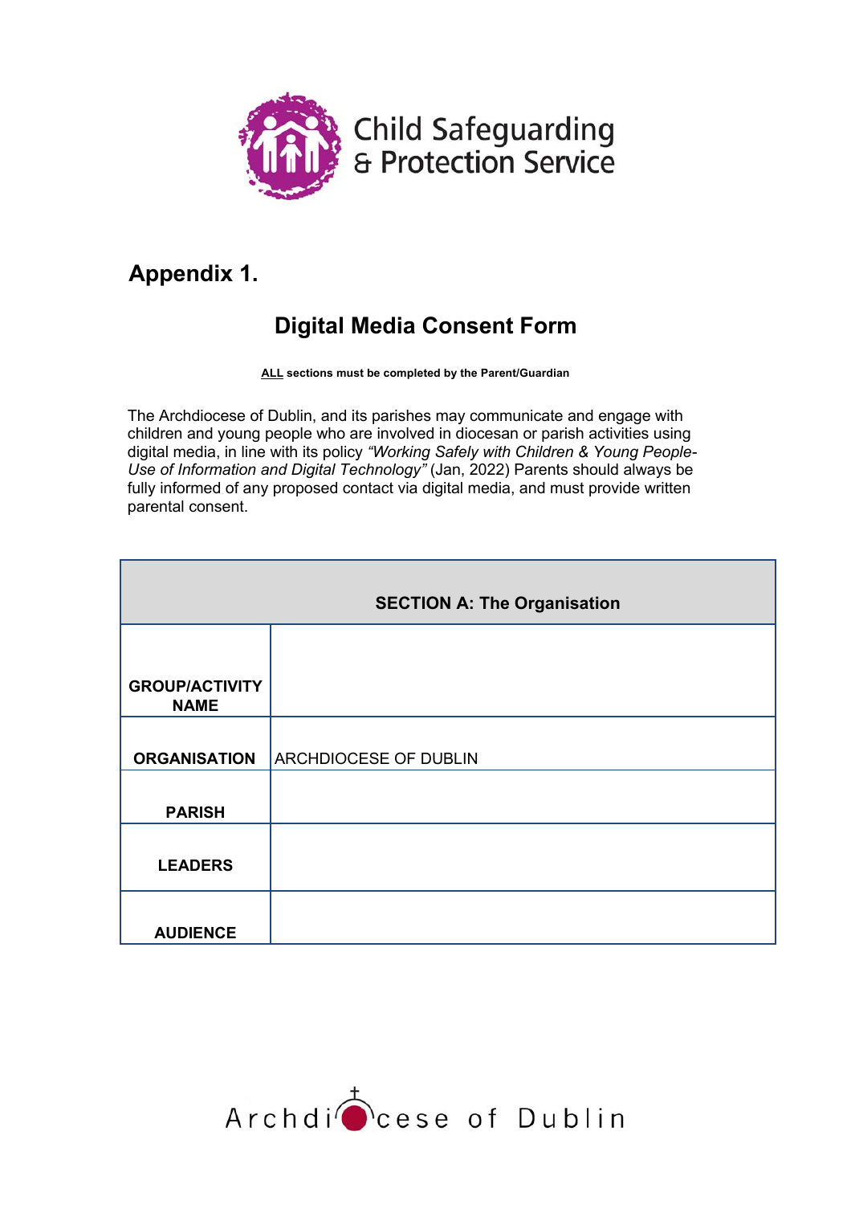Child Safeguarding & Protection Service

## Appendix 1.

# Digital Media Consent Form

**ALL sections must be completed by the Parent/Guardian**

The Archdiocese of Dublin, and its parishes may communicate and engage with children and young people who are involved in diocesan or parish activities using digital media, in line with its policy *"Working Safely with Children & Young People-Use of Information and Digital Technology"* (Jan, 2022) Parents should always be fully informed of any proposed contact via digital media, and must provide written parental consent.

| **SECTION A: The Organisation** | |
|---|---|
| **GROUP/ACTIVITY NAME** | |
| **ORGANISATION** | ARCHDIOCESE OF DUBLIN |
| **PARISH** | |
| **LEADERS** | |
| **AUDIENCE** | |

Archdiocese of Dublin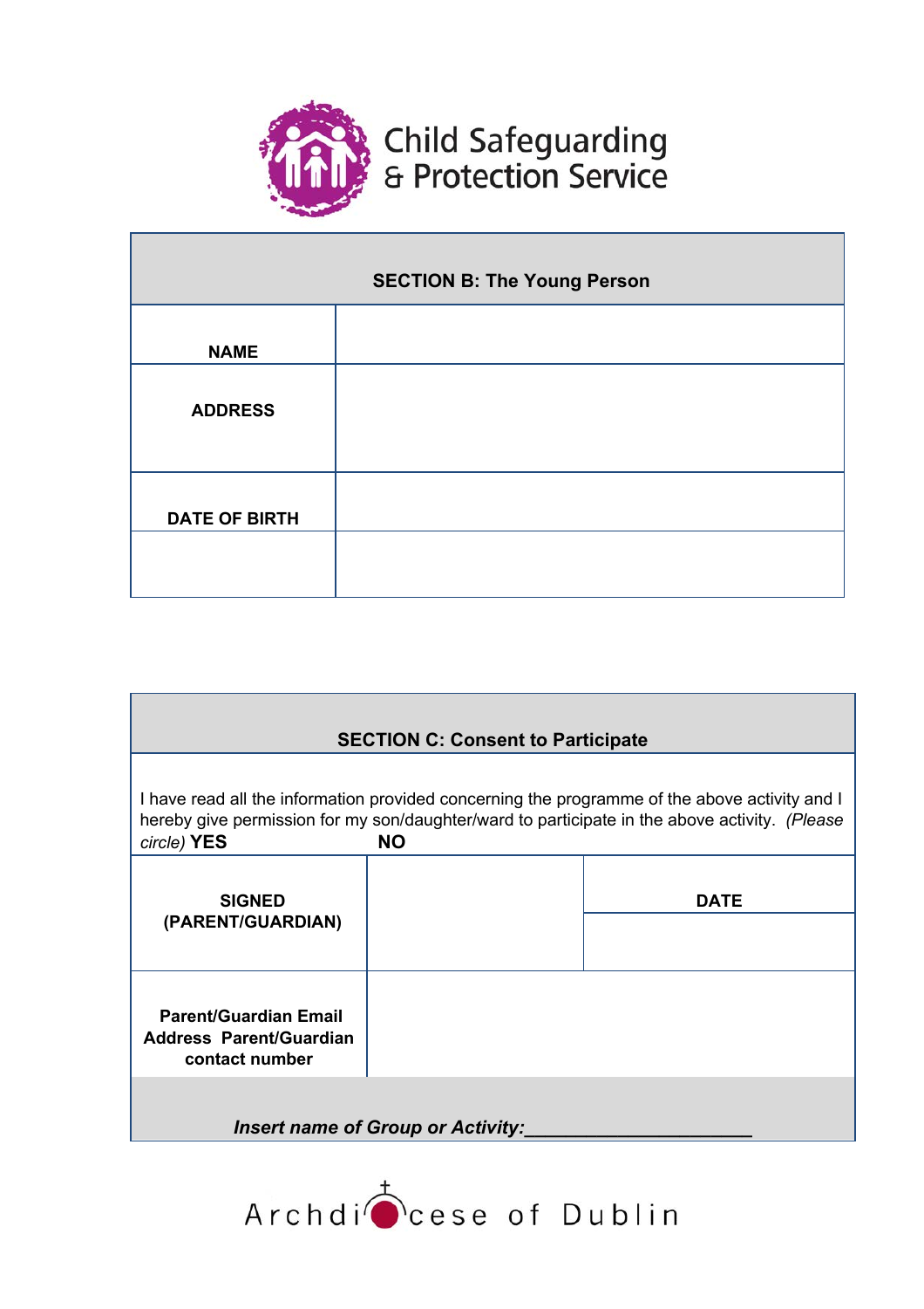Child Safeguarding & Protection Service

| SECTION B: The Young Person | |
|---|---|
| NAME | |
| ADDRESS | |
| DATE OF BIRTH | |
| | |

| SECTION C: Consent to Participate | | |
|---|---|---|
| I have read all the information provided concerning the programme of the above activity and I hereby give permission for my son/daughter/ward to participate in the above activity. *(Please circle)* **YES** **NO** | | |
| **SIGNED (PARENT/GUARDIAN)** | | **DATE** |
| **Parent/Guardian Email Address Parent/Guardian contact number** | | |
| ***Insert name of Group or Activity:*______________________** | | |

Archdiocese of Dublin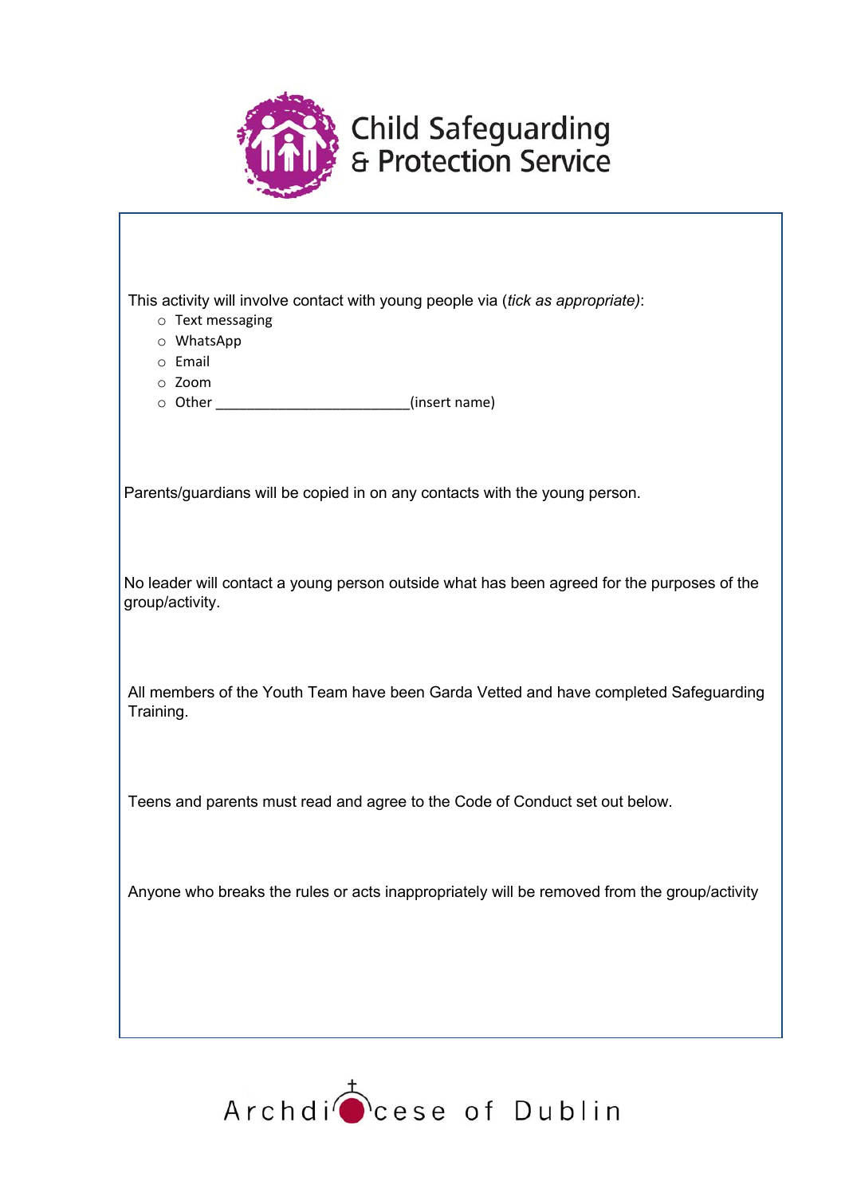Child Safeguarding & Protection Service

This activity will involve contact with young people via (*tick as appropriate)*:

- ○ Text messaging
- ○ WhatsApp
- ○ Email
- ○ Zoom
- ○ Other _________________________(insert name)

Parents/guardians will be copied in on any contacts with the young person.

No leader will contact a young person outside what has been agreed for the purposes of the group/activity.

All members of the Youth Team have been Garda Vetted and have completed Safeguarding Training.

Teens and parents must read and agree to the Code of Conduct set out below.

Anyone who breaks the rules or acts inappropriately will be removed from the group/activity

Archdiocese of Dublin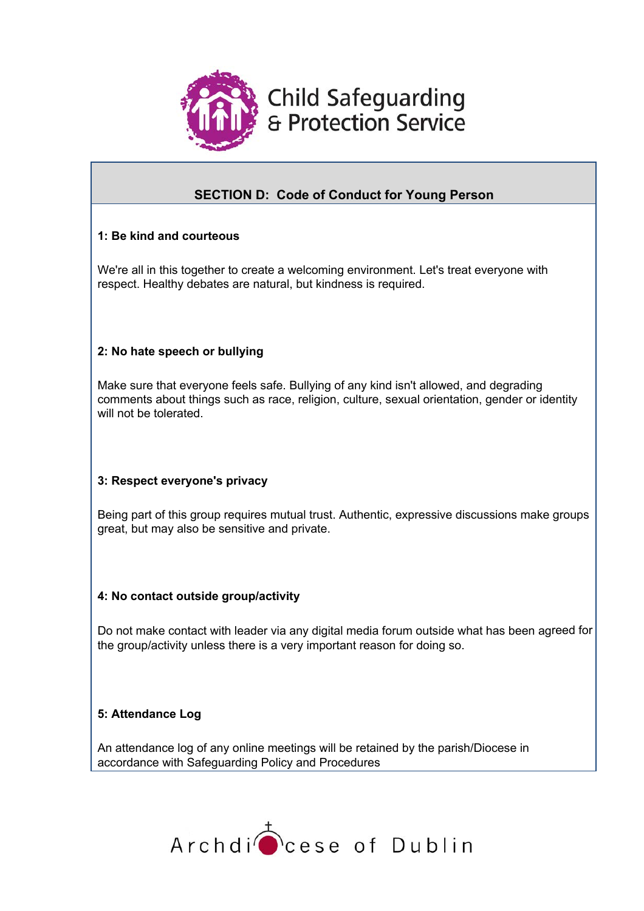Child Safeguarding & Protection Service

## SECTION D: Code of Conduct for Young Person

**1: Be kind and courteous**

We're all in this together to create a welcoming environment. Let's treat everyone with respect. Healthy debates are natural, but kindness is required.

**2: No hate speech or bullying**

Make sure that everyone feels safe. Bullying of any kind isn't allowed, and degrading comments about things such as race, religion, culture, sexual orientation, gender or identity will not be tolerated.

**3: Respect everyone's privacy**

Being part of this group requires mutual trust. Authentic, expressive discussions make groups great, but may also be sensitive and private.

**4: No contact outside group/activity**

Do not make contact with leader via any digital media forum outside what has been agreed for the group/activity unless there is a very important reason for doing so.

**5: Attendance Log**

An attendance log of any online meetings will be retained by the parish/Diocese in accordance with Safeguarding Policy and Procedures

Archdiocese of Dublin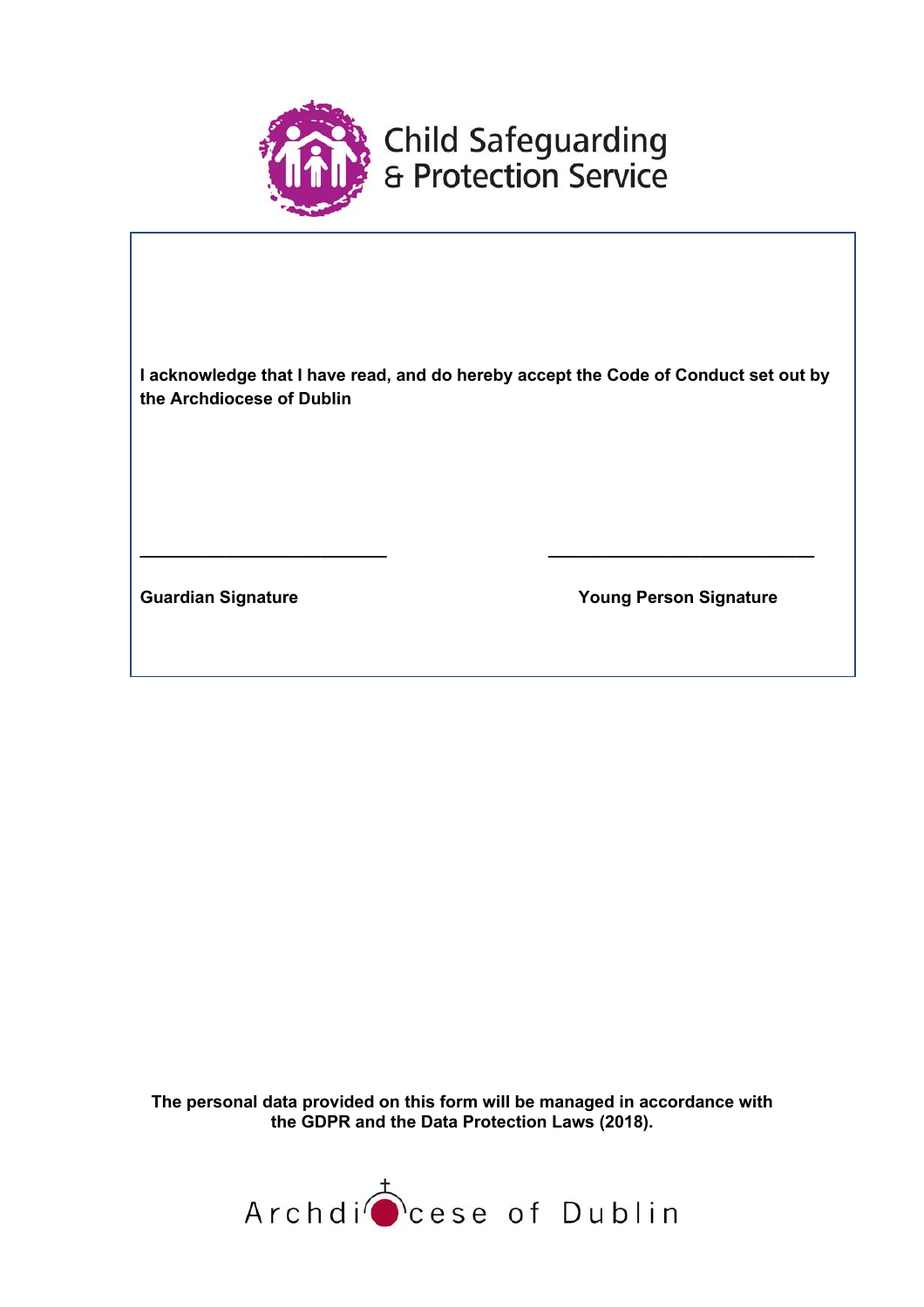Child Safeguarding & Protection Service

**I acknowledge that I have read, and do hereby accept the Code of Conduct set out by the Archdiocese of Dublin**

\_\_\_\_\_\_\_\_\_\_\_\_\_\_\_\_\_\_\_\_\_\_\_\_\_\_\_\_ \_\_\_\_\_\_\_\_\_\_\_\_\_\_\_\_\_\_\_\_\_\_\_\_\_\_\_\_\_\_

**Guardian Signature** **Young Person Signature**

**The personal data provided on this form will be managed in accordance with the GDPR and the Data Protection Laws (2018).**

Archdiocese of Dublin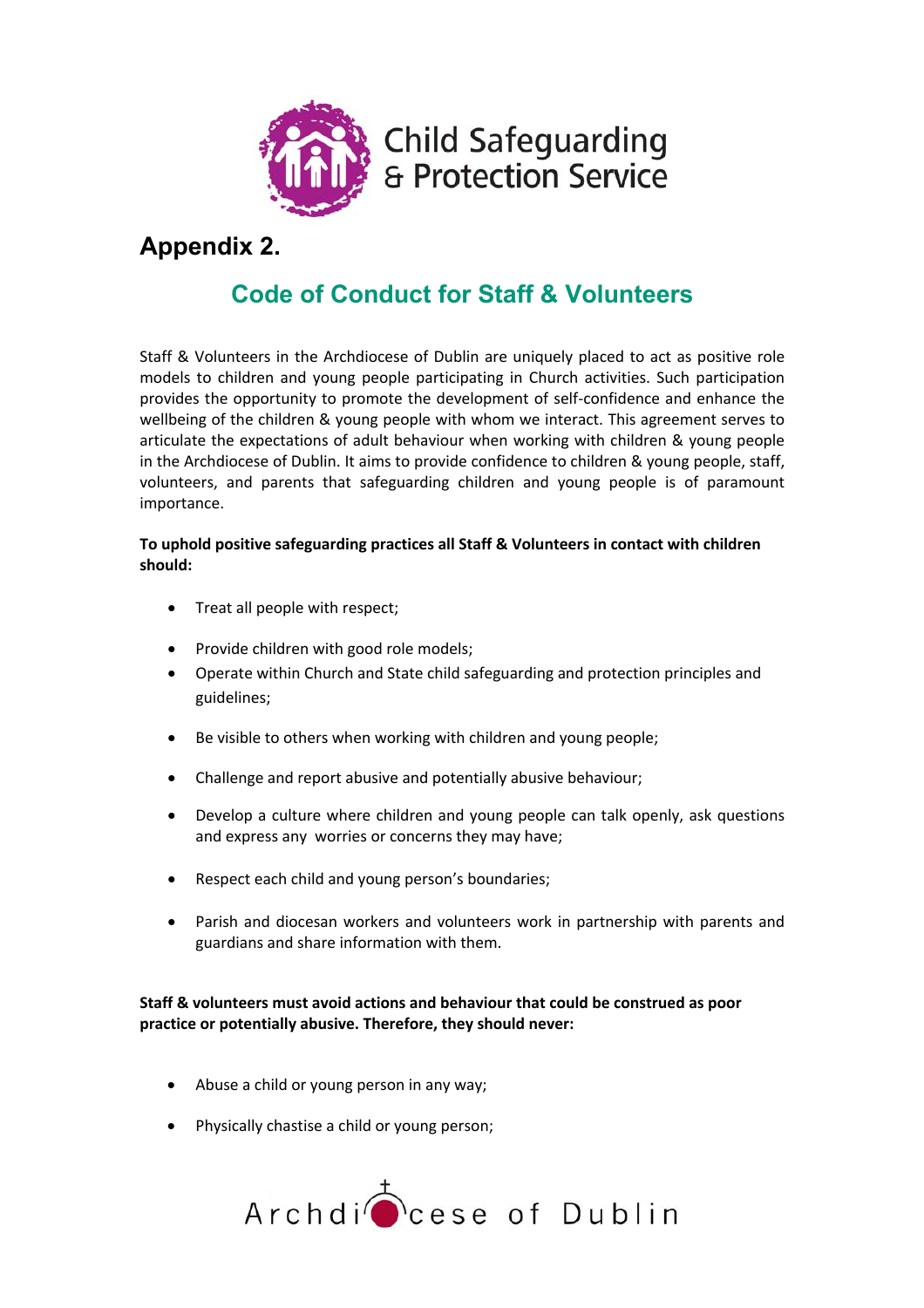Child Safeguarding & Protection Service

## Appendix 2.

## Code of Conduct for Staff & Volunteers

Staff & Volunteers in the Archdiocese of Dublin are uniquely placed to act as positive role models to children and young people participating in Church activities. Such participation provides the opportunity to promote the development of self-confidence and enhance the wellbeing of the children & young people with whom we interact. This agreement serves to articulate the expectations of adult behaviour when working with children & young people in the Archdiocese of Dublin. It aims to provide confidence to children & young people, staff, volunteers, and parents that safeguarding children and young people is of paramount importance.

**To uphold positive safeguarding practices all Staff & Volunteers in contact with children should:**

- Treat all people with respect;
- Provide children with good role models;
- Operate within Church and State child safeguarding and protection principles and guidelines;
- Be visible to others when working with children and young people;
- Challenge and report abusive and potentially abusive behaviour;
- Develop a culture where children and young people can talk openly, ask questions and express any worries or concerns they may have;
- Respect each child and young person's boundaries;
- Parish and diocesan workers and volunteers work in partnership with parents and guardians and share information with them.

**Staff & volunteers must avoid actions and behaviour that could be construed as poor practice or potentially abusive. Therefore, they should never:**

- Abuse a child or young person in any way;
- Physically chastise a child or young person;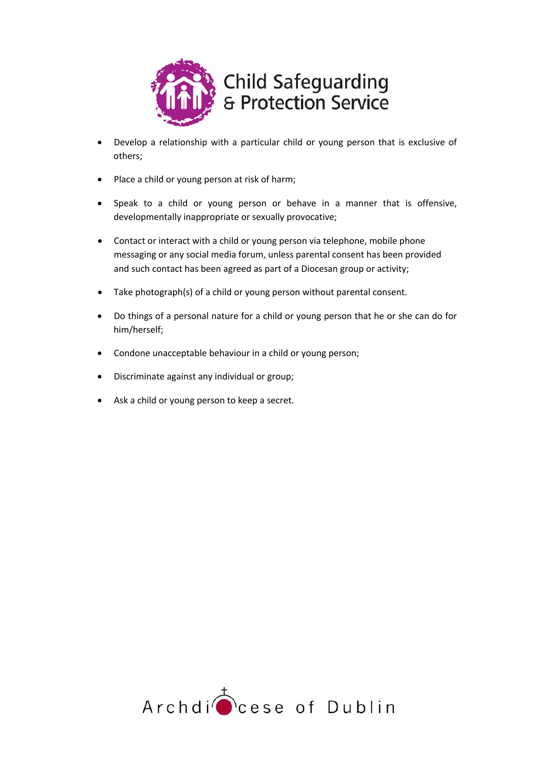- Develop a relationship with a particular child or young person that is exclusive of others;
- Place a child or young person at risk of harm;
- Speak to a child or young person or behave in a manner that is offensive, developmentally inappropriate or sexually provocative;
- Contact or interact with a child or young person via telephone, mobile phone messaging or any social media forum, unless parental consent has been provided and such contact has been agreed as part of a Diocesan group or activity;
- Take photograph(s) of a child or young person without parental consent.
- Do things of a personal nature for a child or young person that he or she can do for him/herself;
- Condone unacceptable behaviour in a child or young person;
- Discriminate against any individual or group;
- Ask a child or young person to keep a secret.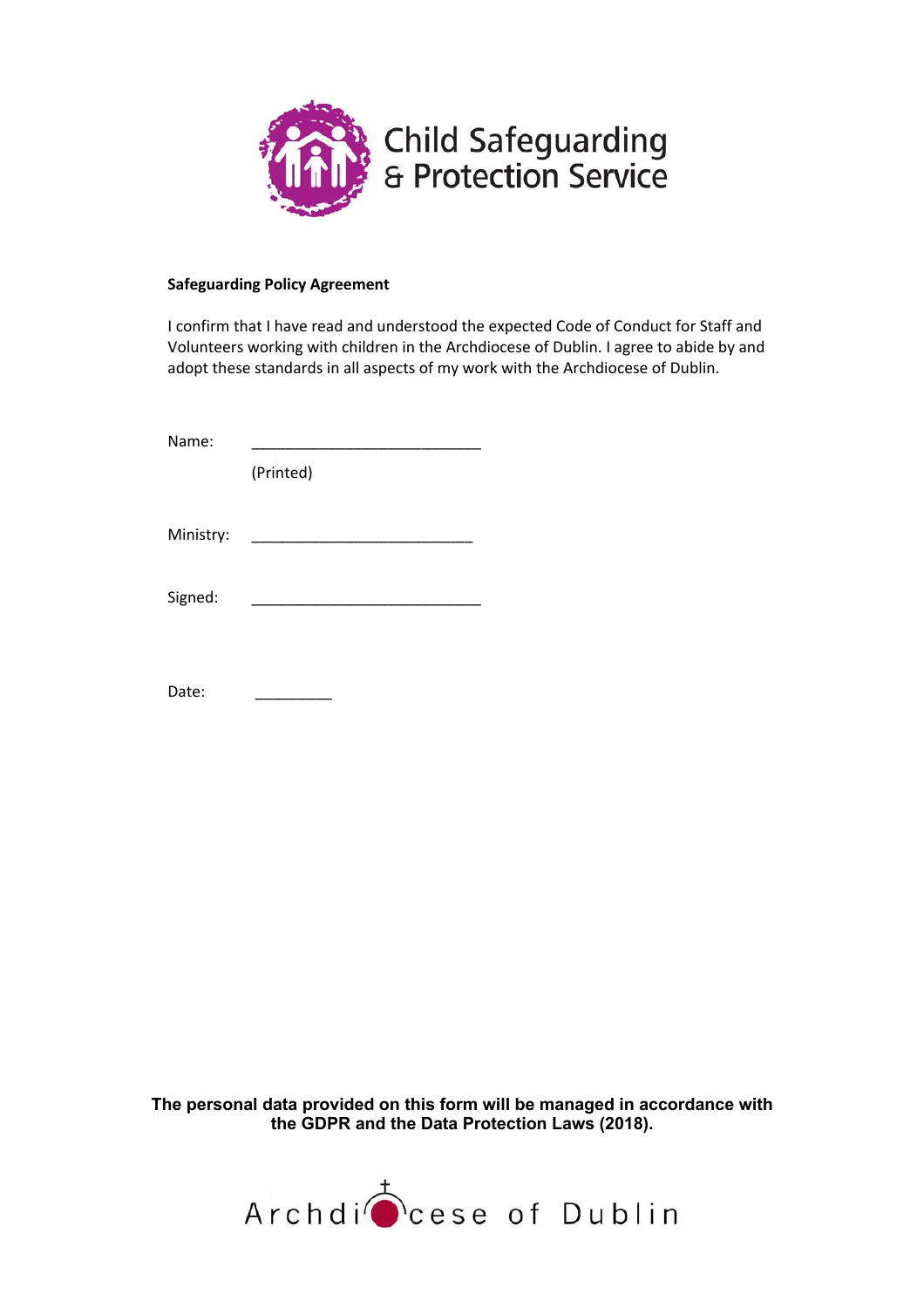Child Safeguarding & Protection Service

**Safeguarding Policy Agreement**

I confirm that I have read and understood the expected Code of Conduct for Staff and Volunteers working with children in the Archdiocese of Dublin. I agree to abide by and adopt these standards in all aspects of my work with the Archdiocese of Dublin.

Name: ___________________________

(Printed)

Ministry: __________________________

Signed: ___________________________

Date: _________

**The personal data provided on this form will be managed in accordance with the GDPR and the Data Protection Laws (2018).**

Archdiocese of Dublin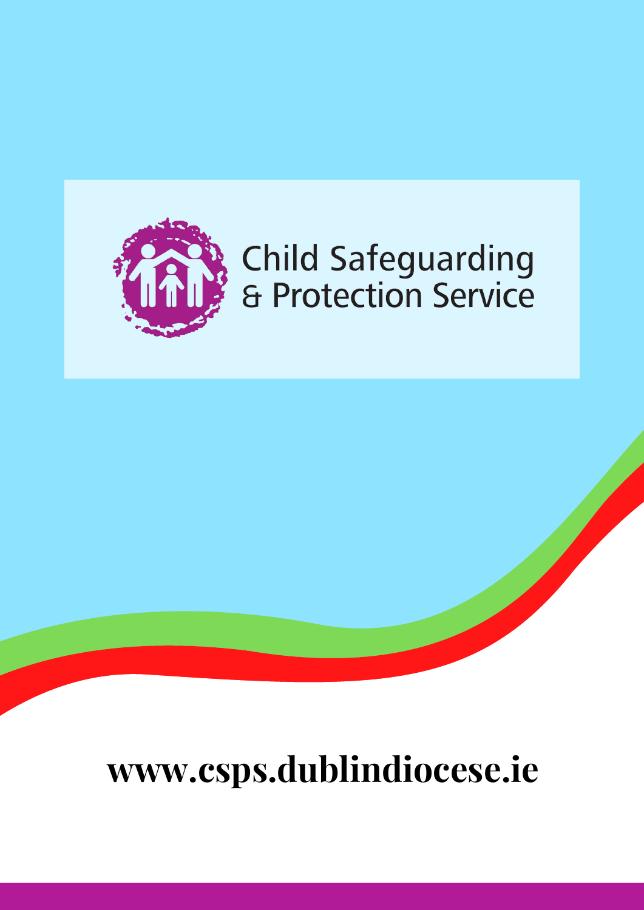Child Safeguarding
& Protection Service

**www.csps.dublindiocese.ie**